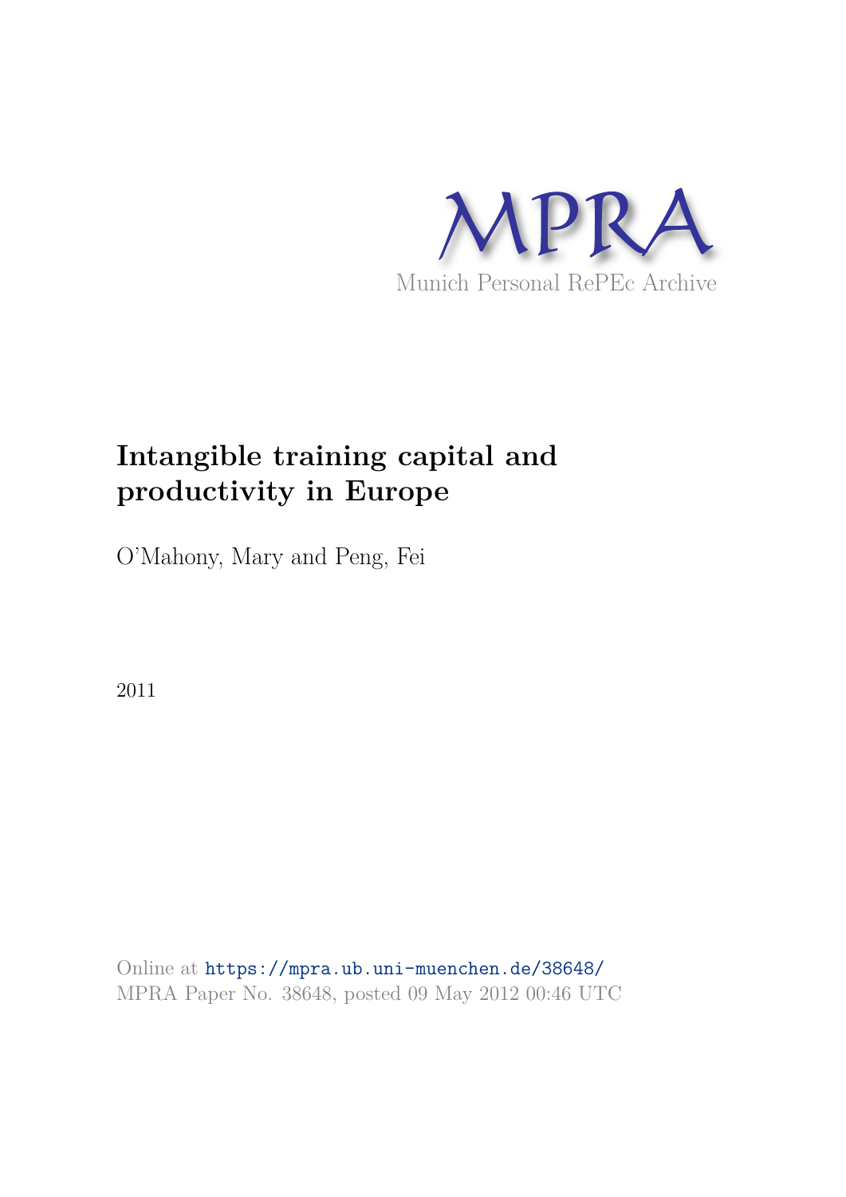MPRA

Munich Personal RePEc Archive

# Intangible training capital and productivity in Europe

O'Mahony, Mary and Peng, Fei

2011

Online at https://mpra.ub.uni-muenchen.de/38648/
MPRA Paper No. 38648, posted 09 May 2012 00:46 UTC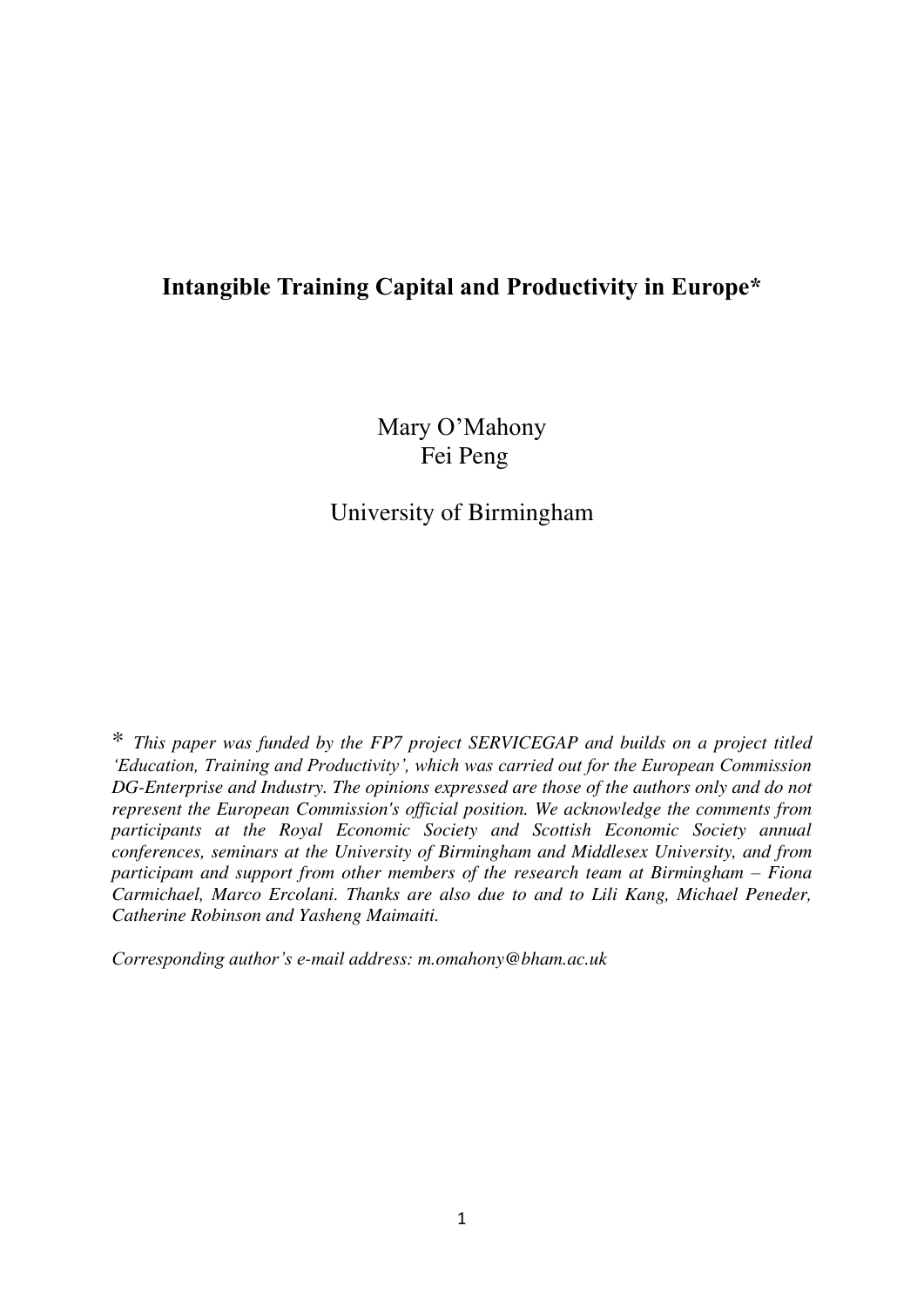# Intangible Training Capital and Productivity in Europe*

Mary O'Mahony
Fei Peng

University of Birmingham

\* *This paper was funded by the FP7 project SERVICEGAP and builds on a project titled 'Education, Training and Productivity', which was carried out for the European Commission DG-Enterprise and Industry. The opinions expressed are those of the authors only and do not represent the European Commission's official position. We acknowledge the comments from participants at the Royal Economic Society and Scottish Economic Society annual conferences, seminars at the University of Birmingham and Middlesex University, and from participam and support from other members of the research team at Birmingham – Fiona Carmichael, Marco Ercolani. Thanks are also due to and to Lili Kang, Michael Peneder, Catherine Robinson and Yasheng Maimaiti.*

*Corresponding author's e-mail address: m.omahony@bham.ac.uk*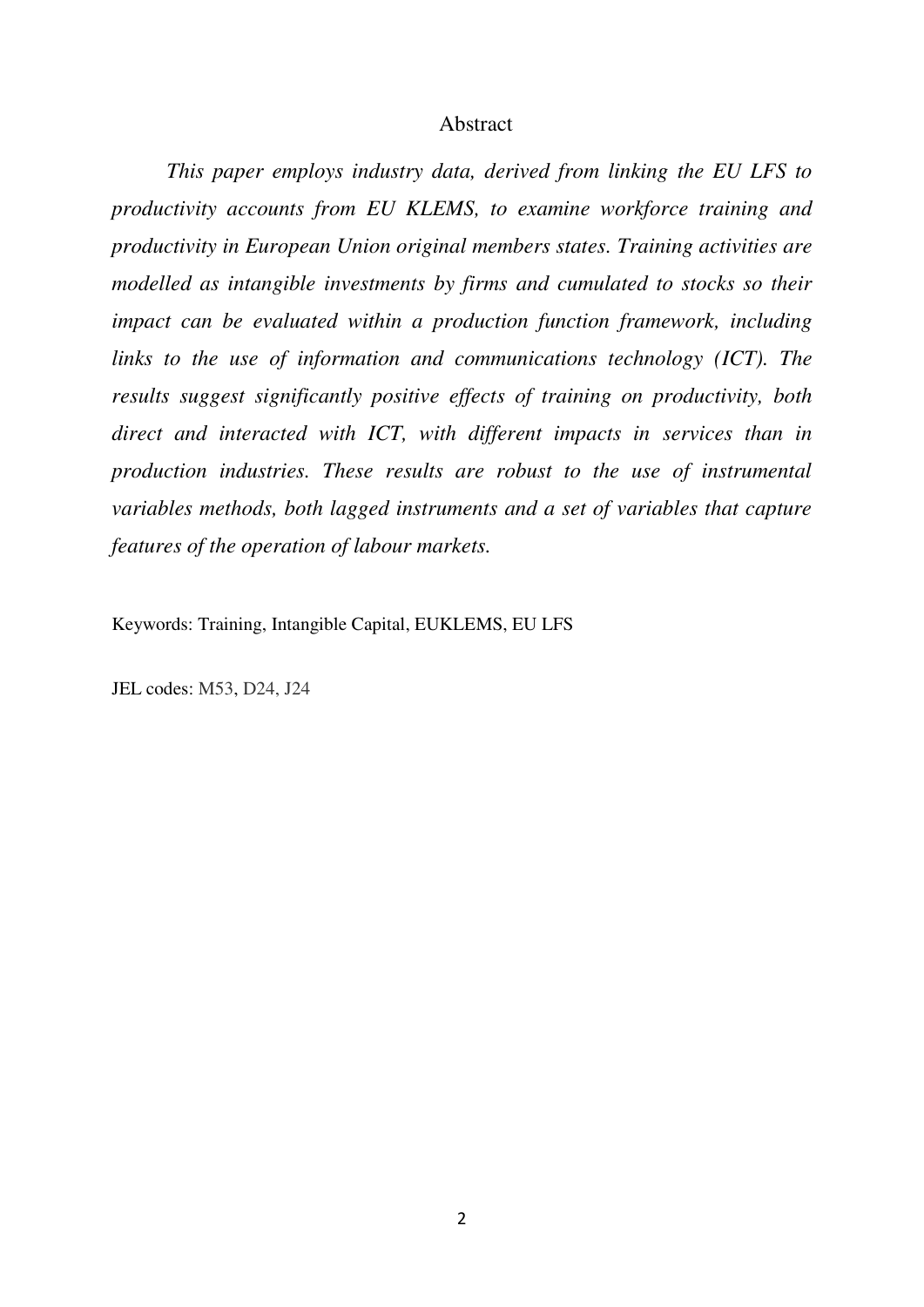## Abstract

*This paper employs industry data, derived from linking the EU LFS to productivity accounts from EU KLEMS, to examine workforce training and productivity in European Union original members states. Training activities are modelled as intangible investments by firms and cumulated to stocks so their impact can be evaluated within a production function framework, including links to the use of information and communications technology (ICT). The results suggest significantly positive effects of training on productivity, both direct and interacted with ICT, with different impacts in services than in production industries. These results are robust to the use of instrumental variables methods, both lagged instruments and a set of variables that capture features of the operation of labour markets.*

Keywords: Training, Intangible Capital, EUKLEMS, EU LFS

JEL codes: M53, D24, J24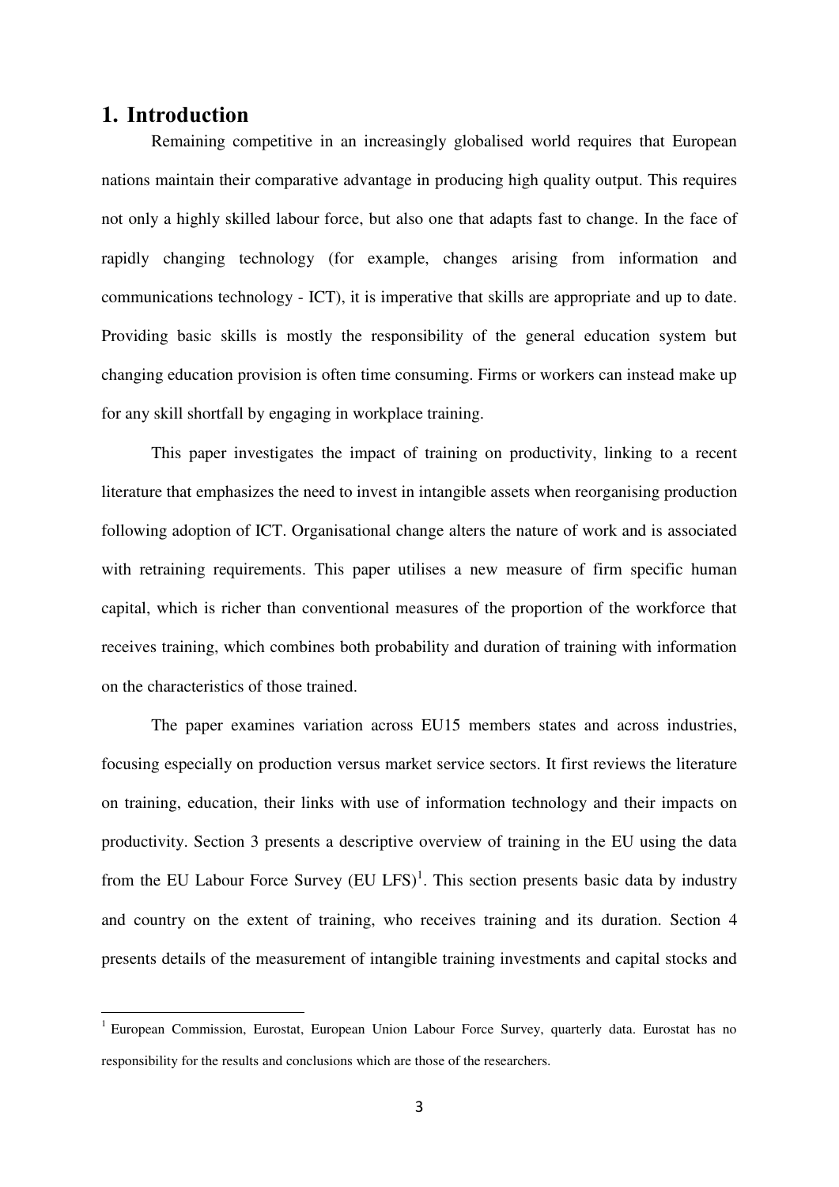# 1. Introduction

Remaining competitive in an increasingly globalised world requires that European nations maintain their comparative advantage in producing high quality output. This requires not only a highly skilled labour force, but also one that adapts fast to change. In the face of rapidly changing technology (for example, changes arising from information and communications technology - ICT), it is imperative that skills are appropriate and up to date. Providing basic skills is mostly the responsibility of the general education system but changing education provision is often time consuming. Firms or workers can instead make up for any skill shortfall by engaging in workplace training.

This paper investigates the impact of training on productivity, linking to a recent literature that emphasizes the need to invest in intangible assets when reorganising production following adoption of ICT. Organisational change alters the nature of work and is associated with retraining requirements. This paper utilises a new measure of firm specific human capital, which is richer than conventional measures of the proportion of the workforce that receives training, which combines both probability and duration of training with information on the characteristics of those trained.

The paper examines variation across EU15 members states and across industries, focusing especially on production versus market service sectors. It first reviews the literature on training, education, their links with use of information technology and their impacts on productivity. Section 3 presents a descriptive overview of training in the EU using the data from the EU Labour Force Survey (EU LFS)[1]. This section presents basic data by industry and country on the extent of training, who receives training and its duration. Section 4 presents details of the measurement of intangible training investments and capital stocks and

[1] European Commission, Eurostat, European Union Labour Force Survey, quarterly data. Eurostat has no responsibility for the results and conclusions which are those of the researchers.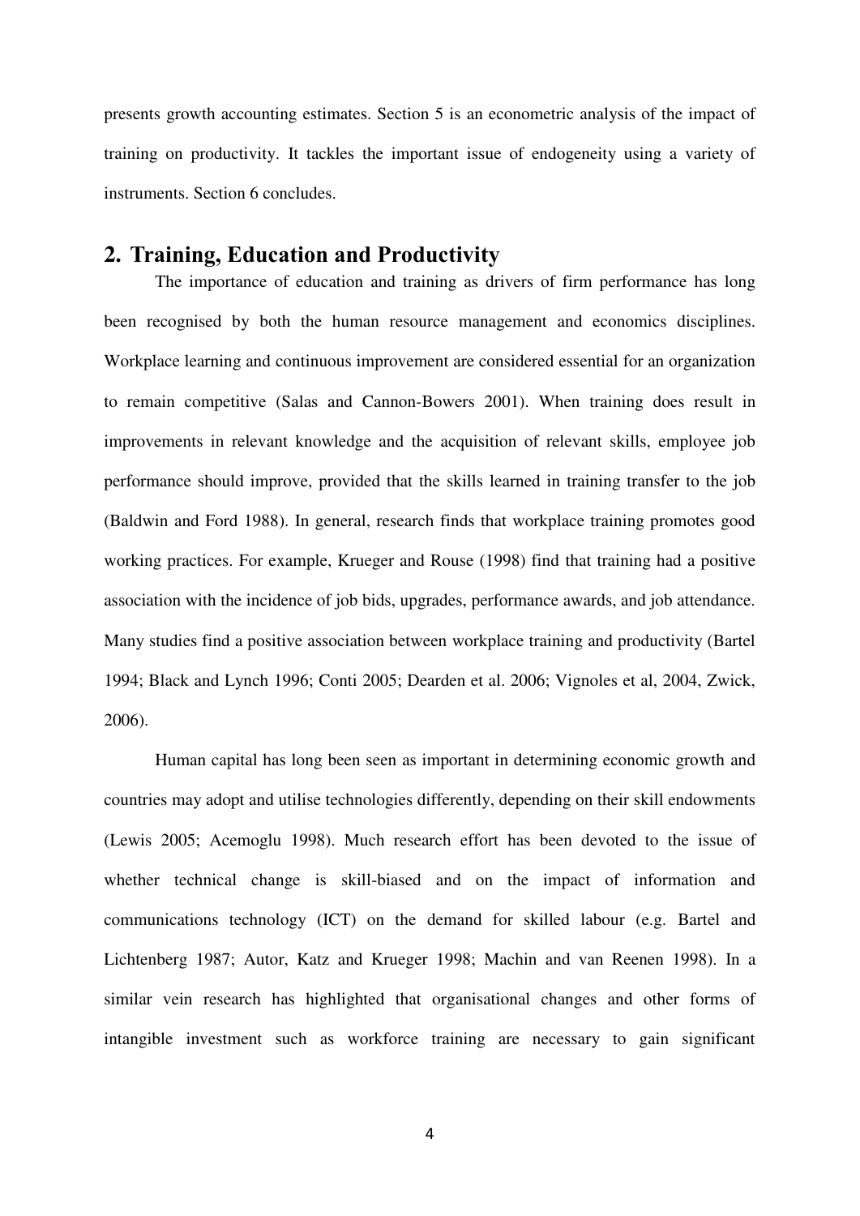presents growth accounting estimates. Section 5 is an econometric analysis of the impact of training on productivity. It tackles the important issue of endogeneity using a variety of instruments. Section 6 concludes.

## 2. Training, Education and Productivity

The importance of education and training as drivers of firm performance has long been recognised by both the human resource management and economics disciplines. Workplace learning and continuous improvement are considered essential for an organization to remain competitive (Salas and Cannon-Bowers 2001). When training does result in improvements in relevant knowledge and the acquisition of relevant skills, employee job performance should improve, provided that the skills learned in training transfer to the job (Baldwin and Ford 1988). In general, research finds that workplace training promotes good working practices. For example, Krueger and Rouse (1998) find that training had a positive association with the incidence of job bids, upgrades, performance awards, and job attendance. Many studies find a positive association between workplace training and productivity (Bartel 1994; Black and Lynch 1996; Conti 2005; Dearden et al. 2006; Vignoles et al, 2004, Zwick, 2006).

Human capital has long been seen as important in determining economic growth and countries may adopt and utilise technologies differently, depending on their skill endowments (Lewis 2005; Acemoglu 1998). Much research effort has been devoted to the issue of whether technical change is skill-biased and on the impact of information and communications technology (ICT) on the demand for skilled labour (e.g. Bartel and Lichtenberg 1987; Autor, Katz and Krueger 1998; Machin and van Reenen 1998). In a similar vein research has highlighted that organisational changes and other forms of intangible investment such as workforce training are necessary to gain significant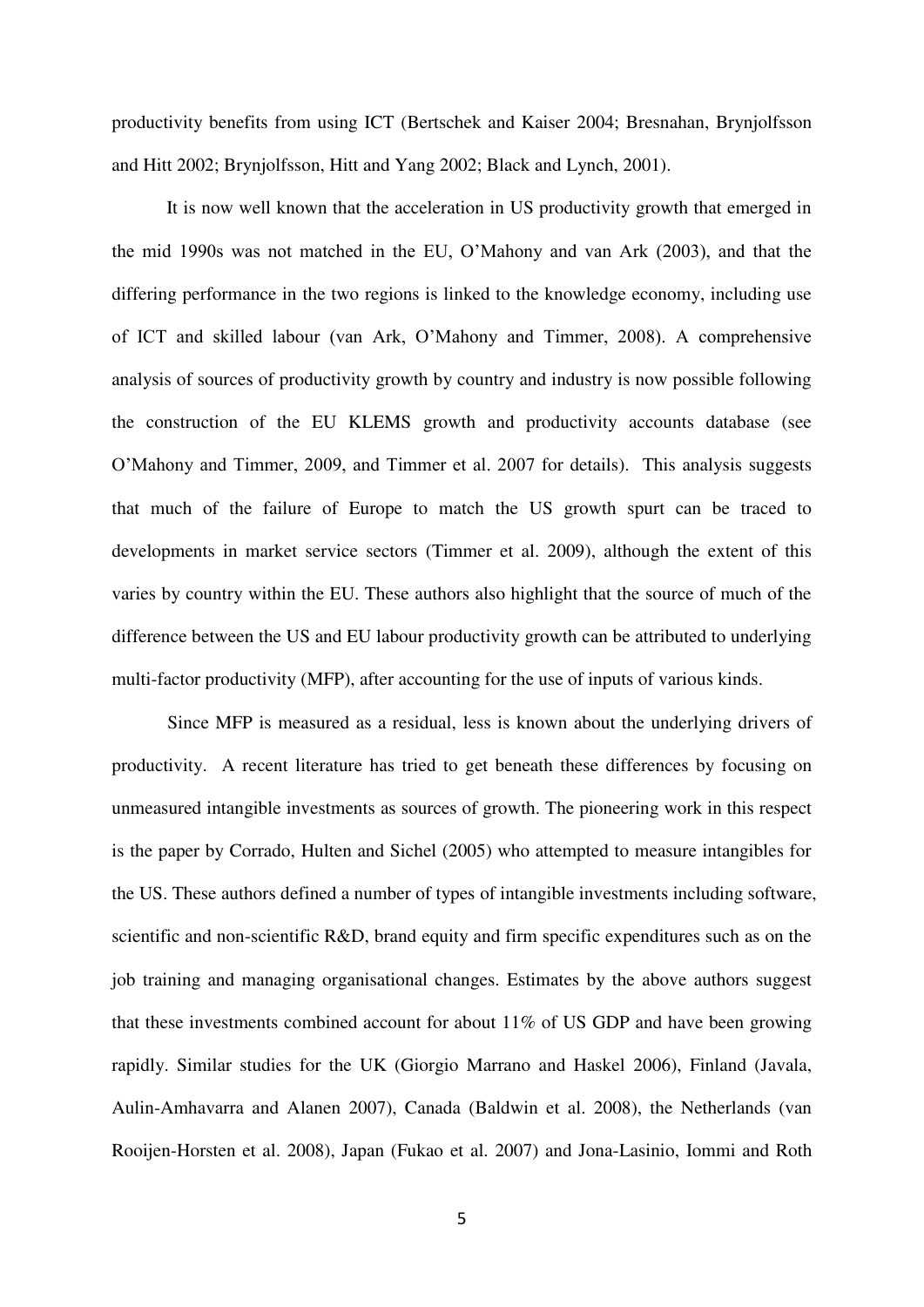productivity benefits from using ICT (Bertschek and Kaiser 2004; Bresnahan, Brynjolfsson and Hitt 2002; Brynjolfsson, Hitt and Yang 2002; Black and Lynch, 2001).

It is now well known that the acceleration in US productivity growth that emerged in the mid 1990s was not matched in the EU, O'Mahony and van Ark (2003), and that the differing performance in the two regions is linked to the knowledge economy, including use of ICT and skilled labour (van Ark, O'Mahony and Timmer, 2008). A comprehensive analysis of sources of productivity growth by country and industry is now possible following the construction of the EU KLEMS growth and productivity accounts database (see O'Mahony and Timmer, 2009, and Timmer et al. 2007 for details). This analysis suggests that much of the failure of Europe to match the US growth spurt can be traced to developments in market service sectors (Timmer et al. 2009), although the extent of this varies by country within the EU. These authors also highlight that the source of much of the difference between the US and EU labour productivity growth can be attributed to underlying multi-factor productivity (MFP), after accounting for the use of inputs of various kinds.

Since MFP is measured as a residual, less is known about the underlying drivers of productivity. A recent literature has tried to get beneath these differences by focusing on unmeasured intangible investments as sources of growth. The pioneering work in this respect is the paper by Corrado, Hulten and Sichel (2005) who attempted to measure intangibles for the US. These authors defined a number of types of intangible investments including software, scientific and non-scientific R&D, brand equity and firm specific expenditures such as on the job training and managing organisational changes. Estimates by the above authors suggest that these investments combined account for about 11% of US GDP and have been growing rapidly. Similar studies for the UK (Giorgio Marrano and Haskel 2006), Finland (Javala, Aulin-Amhavarra and Alanen 2007), Canada (Baldwin et al. 2008), the Netherlands (van Rooijen-Horsten et al. 2008), Japan (Fukao et al. 2007) and Jona-Lasinio, Iommi and Roth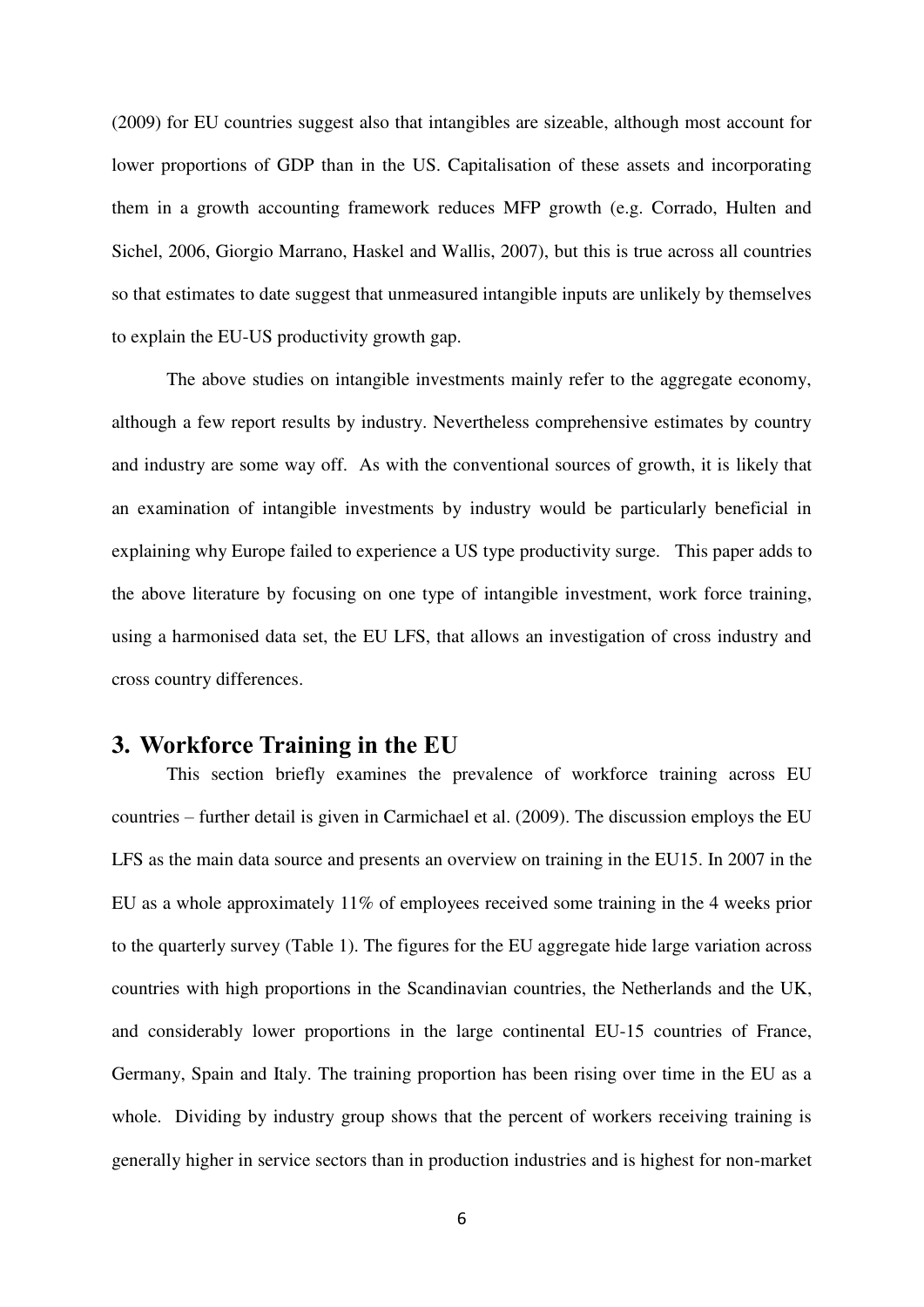(2009) for EU countries suggest also that intangibles are sizeable, although most account for lower proportions of GDP than in the US. Capitalisation of these assets and incorporating them in a growth accounting framework reduces MFP growth (e.g. Corrado, Hulten and Sichel, 2006, Giorgio Marrano, Haskel and Wallis, 2007), but this is true across all countries so that estimates to date suggest that unmeasured intangible inputs are unlikely by themselves to explain the EU-US productivity growth gap.

The above studies on intangible investments mainly refer to the aggregate economy, although a few report results by industry. Nevertheless comprehensive estimates by country and industry are some way off. As with the conventional sources of growth, it is likely that an examination of intangible investments by industry would be particularly beneficial in explaining why Europe failed to experience a US type productivity surge. This paper adds to the above literature by focusing on one type of intangible investment, work force training, using a harmonised data set, the EU LFS, that allows an investigation of cross industry and cross country differences.

## 3. Workforce Training in the EU

This section briefly examines the prevalence of workforce training across EU countries – further detail is given in Carmichael et al. (2009). The discussion employs the EU LFS as the main data source and presents an overview on training in the EU15. In 2007 in the EU as a whole approximately 11% of employees received some training in the 4 weeks prior to the quarterly survey (Table 1). The figures for the EU aggregate hide large variation across countries with high proportions in the Scandinavian countries, the Netherlands and the UK, and considerably lower proportions in the large continental EU-15 countries of France, Germany, Spain and Italy. The training proportion has been rising over time in the EU as a whole. Dividing by industry group shows that the percent of workers receiving training is generally higher in service sectors than in production industries and is highest for non-market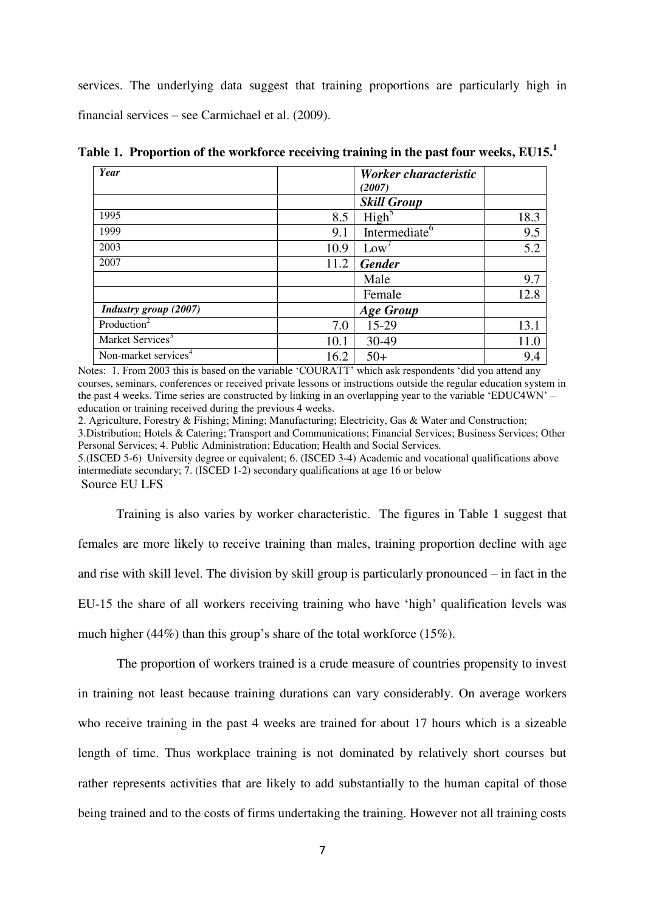services. The underlying data suggest that training proportions are particularly high in financial services – see Carmichael et al. (2009).

**Table 1. Proportion of the workforce receiving training in the past four weeks, EU15.[1]**

| ***Year*** | | ***Worker characteristic (2007)*** | |
|---|---|---|---|
| | | ***Skill Group*** | |
| 1995 | 8.5 | High[5] | 18.3 |
| 1999 | 9.1 | Intermediate[6] | 9.5 |
| 2003 | 10.9 | Low[7] | 5.2 |
| 2007 | 11.2 | ***Gender*** | |
| | | Male | 9.7 |
| | | Female | 12.8 |
| ***Industry group (2007)*** | | ***Age Group*** | |
| Production[2] | 7.0 | 15-29 | 13.1 |
| Market Services[3] | 10.1 | 30-49 | 11.0 |
| Non-market services[4] | 16.2 | 50+ | 9.4 |

Notes: 1. From 2003 this is based on the variable 'COURATT' which ask respondents 'did you attend any courses, seminars, conferences or received private lessons or instructions outside the regular education system in the past 4 weeks. Time series are constructed by linking in an overlapping year to the variable 'EDUC4WN' – education or training received during the previous 4 weeks.
2. Agriculture, Forestry & Fishing; Mining; Manufacturing; Electricity, Gas & Water and Construction;
3.Distribution; Hotels & Catering; Transport and Communications; Financial Services; Business Services; Other Personal Services; 4. Public Administration; Education; Health and Social Services.
5.(ISCED 5-6) University degree or equivalent; 6. (ISCED 3-4) Academic and vocational qualifications above intermediate secondary; 7. (ISCED 1-2) secondary qualifications at age 16 or below
Source EU LFS

Training is also varies by worker characteristic. The figures in Table 1 suggest that females are more likely to receive training than males, training proportion decline with age and rise with skill level. The division by skill group is particularly pronounced – in fact in the EU-15 the share of all workers receiving training who have 'high' qualification levels was much higher (44%) than this group's share of the total workforce (15%).

The proportion of workers trained is a crude measure of countries propensity to invest in training not least because training durations can vary considerably. On average workers who receive training in the past 4 weeks are trained for about 17 hours which is a sizeable length of time. Thus workplace training is not dominated by relatively short courses but rather represents activities that are likely to add substantially to the human capital of those being trained and to the costs of firms undertaking the training. However not all training costs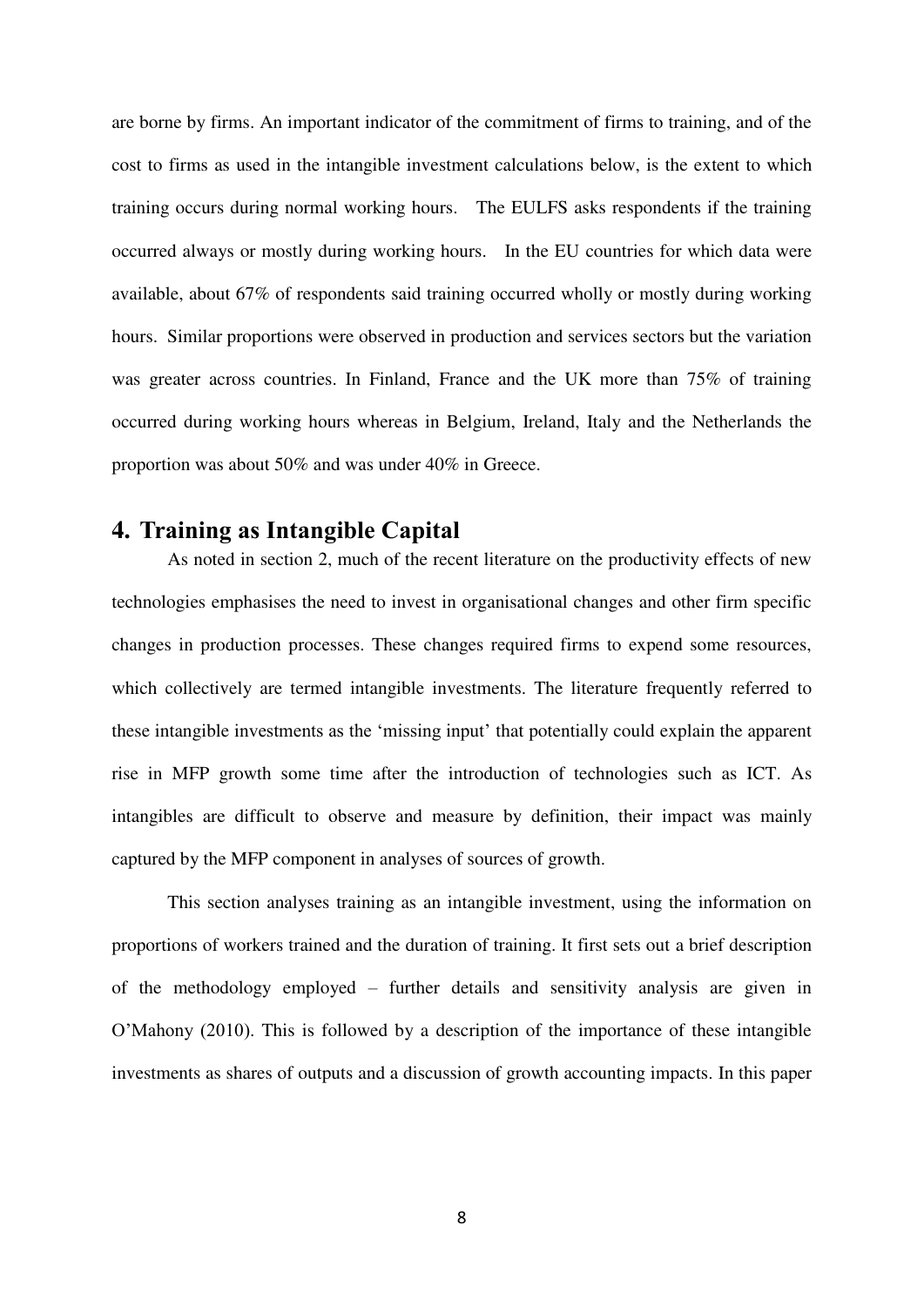are borne by firms. An important indicator of the commitment of firms to training, and of the cost to firms as used in the intangible investment calculations below, is the extent to which training occurs during normal working hours. The EULFS asks respondents if the training occurred always or mostly during working hours. In the EU countries for which data were available, about 67% of respondents said training occurred wholly or mostly during working hours. Similar proportions were observed in production and services sectors but the variation was greater across countries. In Finland, France and the UK more than 75% of training occurred during working hours whereas in Belgium, Ireland, Italy and the Netherlands the proportion was about 50% and was under 40% in Greece.

## 4. Training as Intangible Capital

As noted in section 2, much of the recent literature on the productivity effects of new technologies emphasises the need to invest in organisational changes and other firm specific changes in production processes. These changes required firms to expend some resources, which collectively are termed intangible investments. The literature frequently referred to these intangible investments as the 'missing input' that potentially could explain the apparent rise in MFP growth some time after the introduction of technologies such as ICT. As intangibles are difficult to observe and measure by definition, their impact was mainly captured by the MFP component in analyses of sources of growth.

This section analyses training as an intangible investment, using the information on proportions of workers trained and the duration of training. It first sets out a brief description of the methodology employed – further details and sensitivity analysis are given in O'Mahony (2010). This is followed by a description of the importance of these intangible investments as shares of outputs and a discussion of growth accounting impacts. In this paper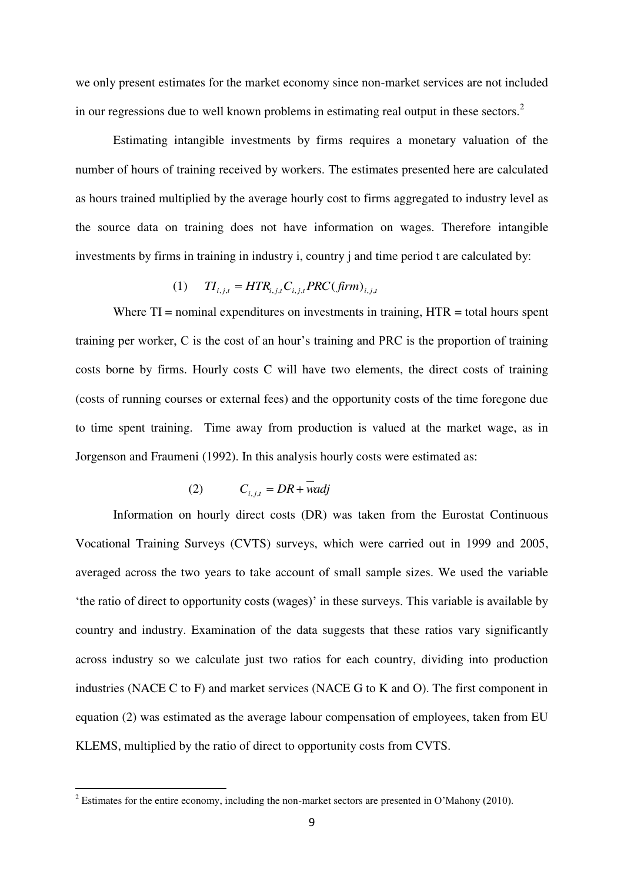we only present estimates for the market economy since non-market services are not included in our regressions due to well known problems in estimating real output in these sectors.[2]

Estimating intangible investments by firms requires a monetary valuation of the number of hours of training received by workers. The estimates presented here are calculated as hours trained multiplied by the average hourly cost to firms aggregated to industry level as the source data on training does not have information on wages. Therefore intangible investments by firms in training in industry i, country j and time period t are calculated by:

$$(1) \qquad TI_{i,j,t} = HTR_{i,j,t} C_{i,j,t} PRC(firm)_{i,j,t}$$

Where TI = nominal expenditures on investments in training, HTR = total hours spent training per worker, C is the cost of an hour's training and PRC is the proportion of training costs borne by firms. Hourly costs C will have two elements, the direct costs of training (costs of running courses or external fees) and the opportunity costs of the time foregone due to time spent training. Time away from production is valued at the market wage, as in Jorgenson and Fraumeni (1992). In this analysis hourly costs were estimated as:

$$(2) \qquad C_{i,j,t} = DR + \overline{w}adj$$

Information on hourly direct costs (DR) was taken from the Eurostat Continuous Vocational Training Surveys (CVTS) surveys, which were carried out in 1999 and 2005, averaged across the two years to take account of small sample sizes. We used the variable 'the ratio of direct to opportunity costs (wages)' in these surveys. This variable is available by country and industry. Examination of the data suggests that these ratios vary significantly across industry so we calculate just two ratios for each country, dividing into production industries (NACE C to F) and market services (NACE G to K and O). The first component in equation (2) was estimated as the average labour compensation of employees, taken from EU KLEMS, multiplied by the ratio of direct to opportunity costs from CVTS.

[2] Estimates for the entire economy, including the non-market sectors are presented in O'Mahony (2010).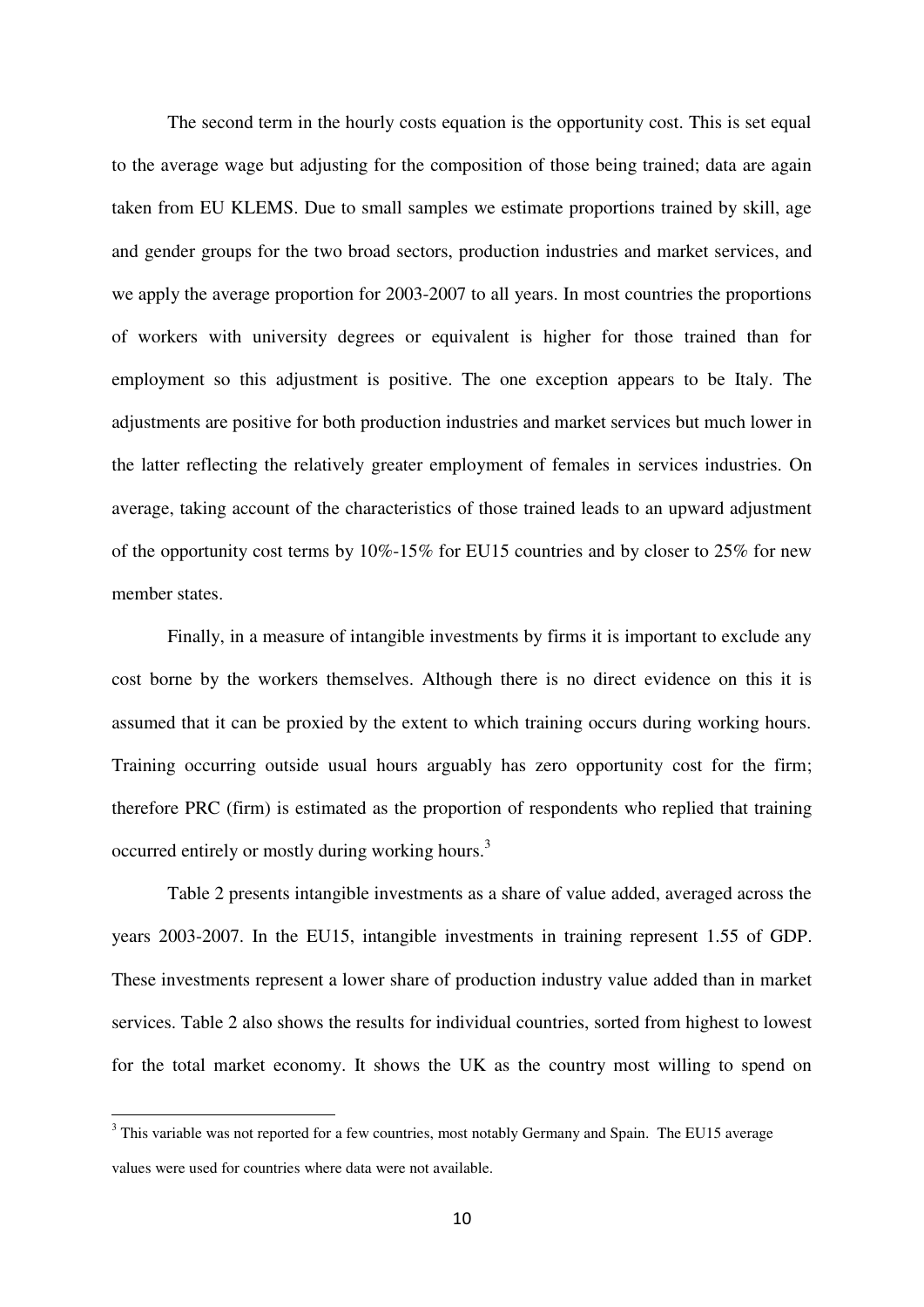The second term in the hourly costs equation is the opportunity cost. This is set equal to the average wage but adjusting for the composition of those being trained; data are again taken from EU KLEMS. Due to small samples we estimate proportions trained by skill, age and gender groups for the two broad sectors, production industries and market services, and we apply the average proportion for 2003-2007 to all years. In most countries the proportions of workers with university degrees or equivalent is higher for those trained than for employment so this adjustment is positive. The one exception appears to be Italy. The adjustments are positive for both production industries and market services but much lower in the latter reflecting the relatively greater employment of females in services industries. On average, taking account of the characteristics of those trained leads to an upward adjustment of the opportunity cost terms by 10%-15% for EU15 countries and by closer to 25% for new member states.

Finally, in a measure of intangible investments by firms it is important to exclude any cost borne by the workers themselves. Although there is no direct evidence on this it is assumed that it can be proxied by the extent to which training occurs during working hours. Training occurring outside usual hours arguably has zero opportunity cost for the firm; therefore PRC (firm) is estimated as the proportion of respondents who replied that training occurred entirely or mostly during working hours.[3]

Table 2 presents intangible investments as a share of value added, averaged across the years 2003-2007. In the EU15, intangible investments in training represent 1.55 of GDP. These investments represent a lower share of production industry value added than in market services. Table 2 also shows the results for individual countries, sorted from highest to lowest for the total market economy. It shows the UK as the country most willing to spend on

[3] This variable was not reported for a few countries, most notably Germany and Spain. The EU15 average values were used for countries where data were not available.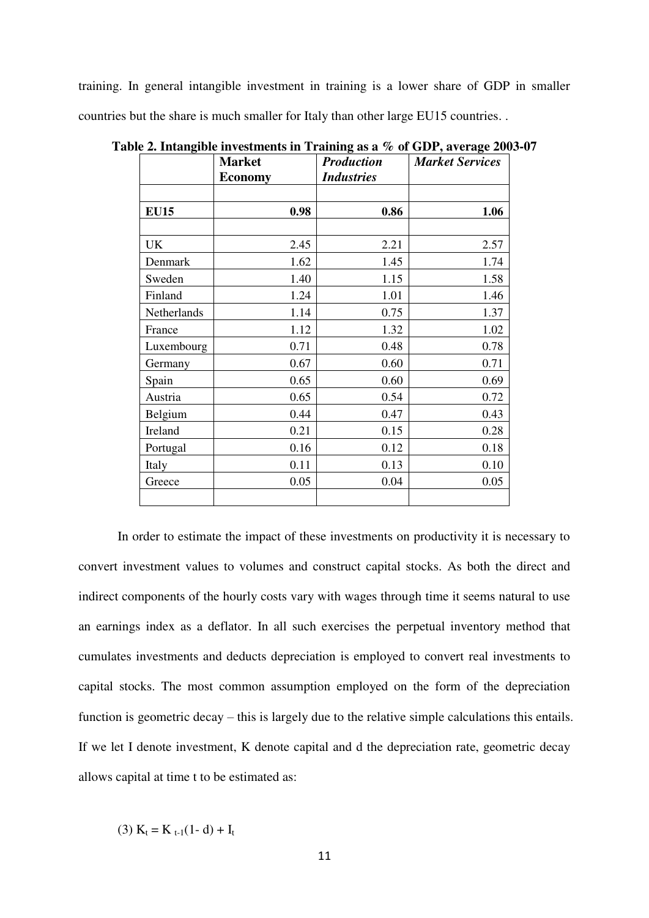training. In general intangible investment in training is a lower share of GDP in smaller countries but the share is much smaller for Italy than other large EU15 countries. .

**Table 2. Intangible investments in Training as a % of GDP, average 2003-07**

| | **Market Economy** | ***Production Industries*** | ***Market Services*** |
|---|---|---|---|
| | | | |
| **EU15** | **0.98** | **0.86** | **1.06** |
| | | | |
| UK | 2.45 | 2.21 | 2.57 |
| Denmark | 1.62 | 1.45 | 1.74 |
| Sweden | 1.40 | 1.15 | 1.58 |
| Finland | 1.24 | 1.01 | 1.46 |
| Netherlands | 1.14 | 0.75 | 1.37 |
| France | 1.12 | 1.32 | 1.02 |
| Luxembourg | 0.71 | 0.48 | 0.78 |
| Germany | 0.67 | 0.60 | 0.71 |
| Spain | 0.65 | 0.60 | 0.69 |
| Austria | 0.65 | 0.54 | 0.72 |
| Belgium | 0.44 | 0.47 | 0.43 |
| Ireland | 0.21 | 0.15 | 0.28 |
| Portugal | 0.16 | 0.12 | 0.18 |
| Italy | 0.11 | 0.13 | 0.10 |
| Greece | 0.05 | 0.04 | 0.05 |
| | | | |

In order to estimate the impact of these investments on productivity it is necessary to convert investment values to volumes and construct capital stocks. As both the direct and indirect components of the hourly costs vary with wages through time it seems natural to use an earnings index as a deflator. In all such exercises the perpetual inventory method that cumulates investments and deducts depreciation is employed to convert real investments to capital stocks. The most common assumption employed on the form of the depreciation function is geometric decay – this is largely due to the relative simple calculations this entails. If we let I denote investment, K denote capital and d the depreciation rate, geometric decay allows capital at time t to be estimated as:

$$(3)\ K_t = K_{t-1}(1-d) + I_t$$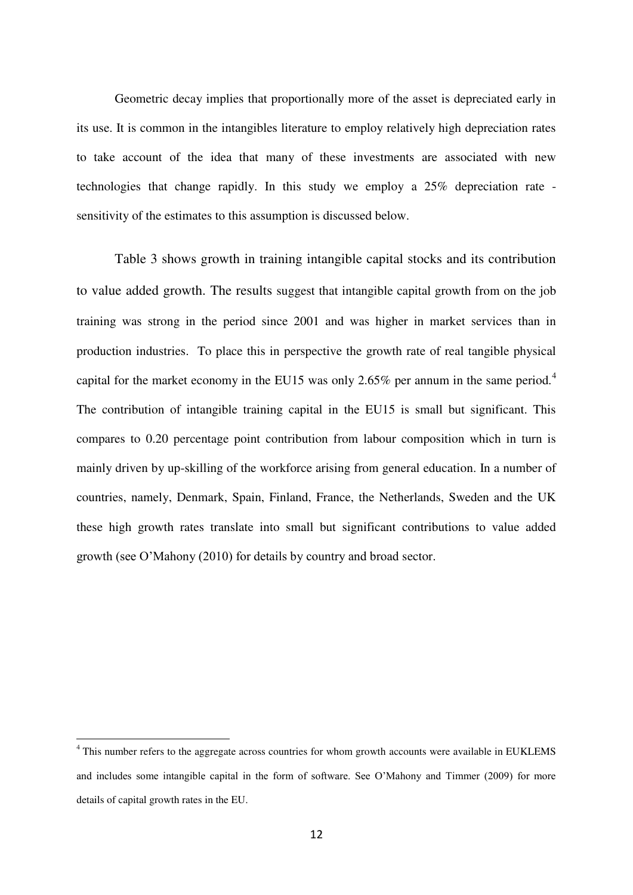Geometric decay implies that proportionally more of the asset is depreciated early in its use. It is common in the intangibles literature to employ relatively high depreciation rates to take account of the idea that many of these investments are associated with new technologies that change rapidly. In this study we employ a 25% depreciation rate - sensitivity of the estimates to this assumption is discussed below.

Table 3 shows growth in training intangible capital stocks and its contribution to value added growth. The results suggest that intangible capital growth from on the job training was strong in the period since 2001 and was higher in market services than in production industries. To place this in perspective the growth rate of real tangible physical capital for the market economy in the EU15 was only 2.65% per annum in the same period.[4] The contribution of intangible training capital in the EU15 is small but significant. This compares to 0.20 percentage point contribution from labour composition which in turn is mainly driven by up-skilling of the workforce arising from general education. In a number of countries, namely, Denmark, Spain, Finland, France, the Netherlands, Sweden and the UK these high growth rates translate into small but significant contributions to value added growth (see O'Mahony (2010) for details by country and broad sector.

---

[4] This number refers to the aggregate across countries for whom growth accounts were available in EUKLEMS and includes some intangible capital in the form of software. See O'Mahony and Timmer (2009) for more details of capital growth rates in the EU.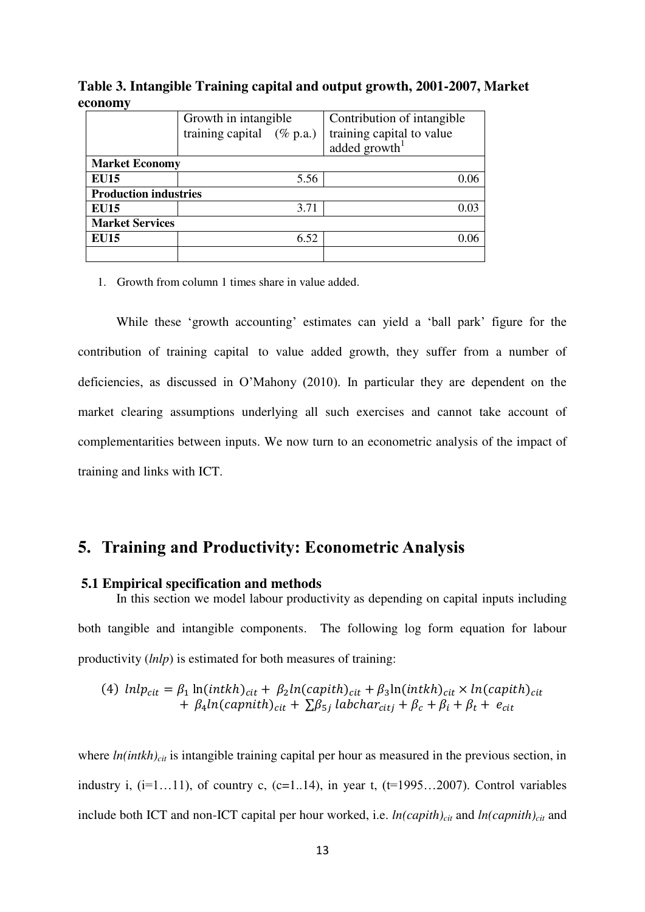**Table 3. Intangible Training capital and output growth, 2001-2007, Market economy**

| | Growth in intangible training capital (% p.a.) | Contribution of intangible training capital to value added growth[1] |
|---|---|---|
| **Market Economy** | | |
| **EU15** | 5.56 | 0.06 |
| **Production industries** | | |
| **EU15** | 3.71 | 0.03 |
| **Market Services** | | |
| **EU15** | 6.52 | 0.06 |
| | | |

1. Growth from column 1 times share in value added.

While these 'growth accounting' estimates can yield a 'ball park' figure for the contribution of training capital to value added growth, they suffer from a number of deficiencies, as discussed in O'Mahony (2010). In particular they are dependent on the market clearing assumptions underlying all such exercises and cannot take account of complementarities between inputs. We now turn to an econometric analysis of the impact of training and links with ICT.

## 5. Training and Productivity: Econometric Analysis

### 5.1 Empirical specification and methods

In this section we model labour productivity as depending on capital inputs including both tangible and intangible components. The following log form equation for labour productivity (*lnlp*) is estimated for both measures of training:

$$(4)\ lnlp_{cit} = \beta_1 \ln(intkh)_{cit} + \beta_2 ln(capith)_{cit} + \beta_3 \ln(intkh)_{cit} \times ln(capith)_{cit} + \beta_4 ln(capnith)_{cit} + \sum \beta_{5j}\, labchar_{citj} + \beta_c + \beta_i + \beta_t + e_{cit}$$

where $ln(intkh)_{cit}$ is intangible training capital per hour as measured in the previous section, in industry i, (i=1…11), of country c, (c=1..14), in year t, (t=1995…2007). Control variables include both ICT and non-ICT capital per hour worked, i.e. $ln(capith)_{cit}$ and $ln(capnith)_{cit}$ and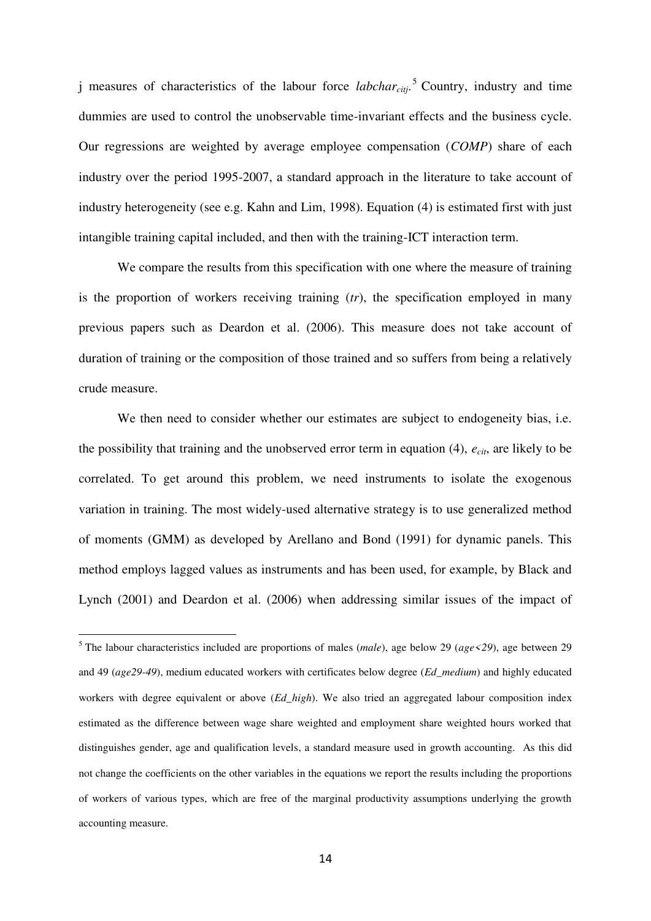j measures of characteristics of the labour force $labchar_{citj}$.[5] Country, industry and time dummies are used to control the unobservable time-invariant effects and the business cycle. Our regressions are weighted by average employee compensation (*COMP*) share of each industry over the period 1995-2007, a standard approach in the literature to take account of industry heterogeneity (see e.g. Kahn and Lim, 1998). Equation (4) is estimated first with just intangible training capital included, and then with the training-ICT interaction term.

We compare the results from this specification with one where the measure of training is the proportion of workers receiving training (*tr*), the specification employed in many previous papers such as Deardon et al. (2006). This measure does not take account of duration of training or the composition of those trained and so suffers from being a relatively crude measure.

We then need to consider whether our estimates are subject to endogeneity bias, i.e. the possibility that training and the unobserved error term in equation (4), $e_{cit}$, are likely to be correlated. To get around this problem, we need instruments to isolate the exogenous variation in training. The most widely-used alternative strategy is to use generalized method of moments (GMM) as developed by Arellano and Bond (1991) for dynamic panels. This method employs lagged values as instruments and has been used, for example, by Black and Lynch (2001) and Deardon et al. (2006) when addressing similar issues of the impact of

---

[5] The labour characteristics included are proportions of males (*male*), age below 29 (*age<29*), age between 29 and 49 (*age29-49*), medium educated workers with certificates below degree (*Ed_medium*) and highly educated workers with degree equivalent or above (*Ed_high*). We also tried an aggregated labour composition index estimated as the difference between wage share weighted and employment share weighted hours worked that distinguishes gender, age and qualification levels, a standard measure used in growth accounting. As this did not change the coefficients on the other variables in the equations we report the results including the proportions of workers of various types, which are free of the marginal productivity assumptions underlying the growth accounting measure.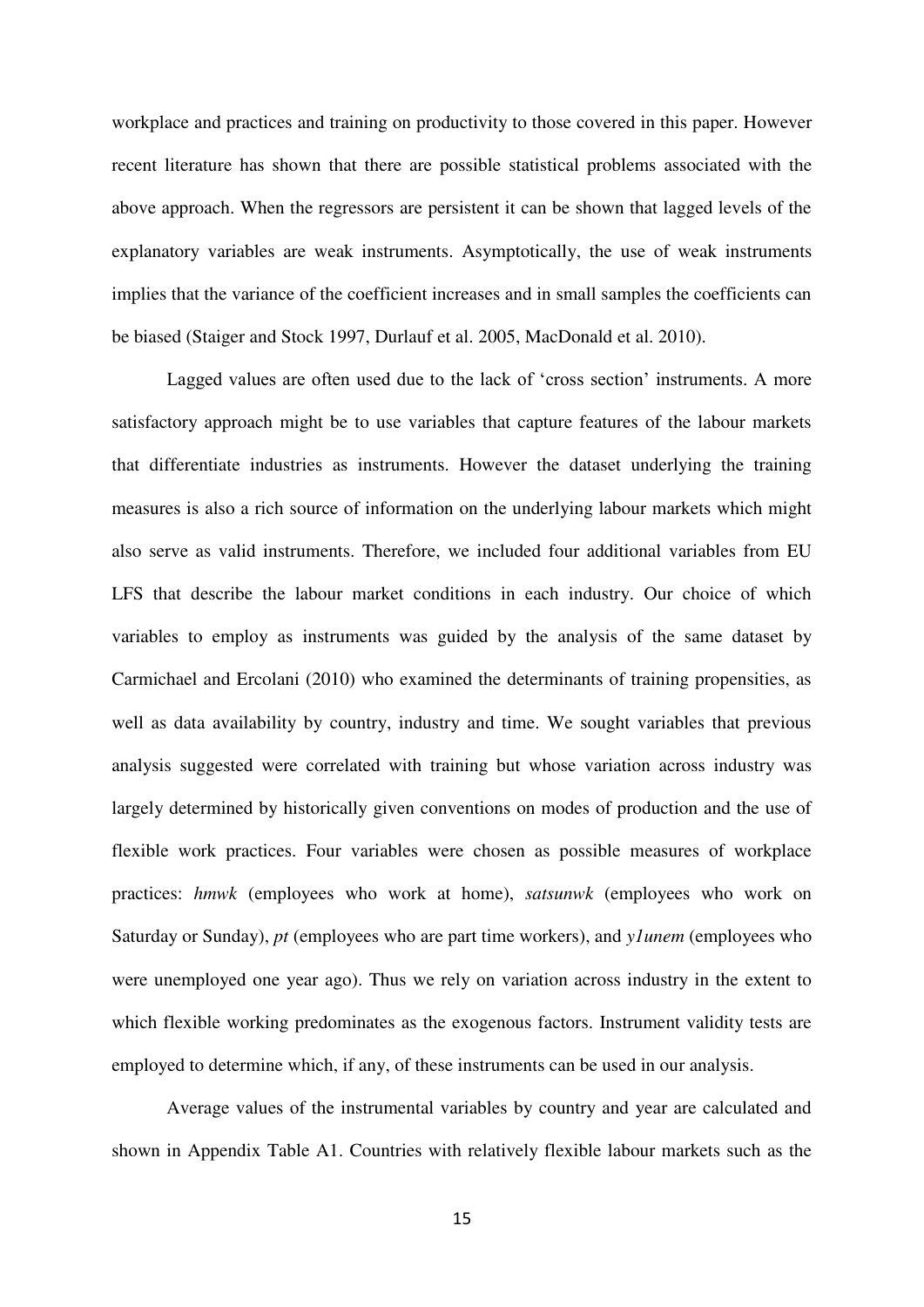workplace and practices and training on productivity to those covered in this paper. However recent literature has shown that there are possible statistical problems associated with the above approach. When the regressors are persistent it can be shown that lagged levels of the explanatory variables are weak instruments. Asymptotically, the use of weak instruments implies that the variance of the coefficient increases and in small samples the coefficients can be biased (Staiger and Stock 1997, Durlauf et al. 2005, MacDonald et al. 2010).

Lagged values are often used due to the lack of 'cross section' instruments. A more satisfactory approach might be to use variables that capture features of the labour markets that differentiate industries as instruments. However the dataset underlying the training measures is also a rich source of information on the underlying labour markets which might also serve as valid instruments. Therefore, we included four additional variables from EU LFS that describe the labour market conditions in each industry. Our choice of which variables to employ as instruments was guided by the analysis of the same dataset by Carmichael and Ercolani (2010) who examined the determinants of training propensities, as well as data availability by country, industry and time. We sought variables that previous analysis suggested were correlated with training but whose variation across industry was largely determined by historically given conventions on modes of production and the use of flexible work practices. Four variables were chosen as possible measures of workplace practices: *hmwk* (employees who work at home), *satsunwk* (employees who work on Saturday or Sunday), *pt* (employees who are part time workers), and *y1unem* (employees who were unemployed one year ago). Thus we rely on variation across industry in the extent to which flexible working predominates as the exogenous factors. Instrument validity tests are employed to determine which, if any, of these instruments can be used in our analysis.

Average values of the instrumental variables by country and year are calculated and shown in Appendix Table A1. Countries with relatively flexible labour markets such as the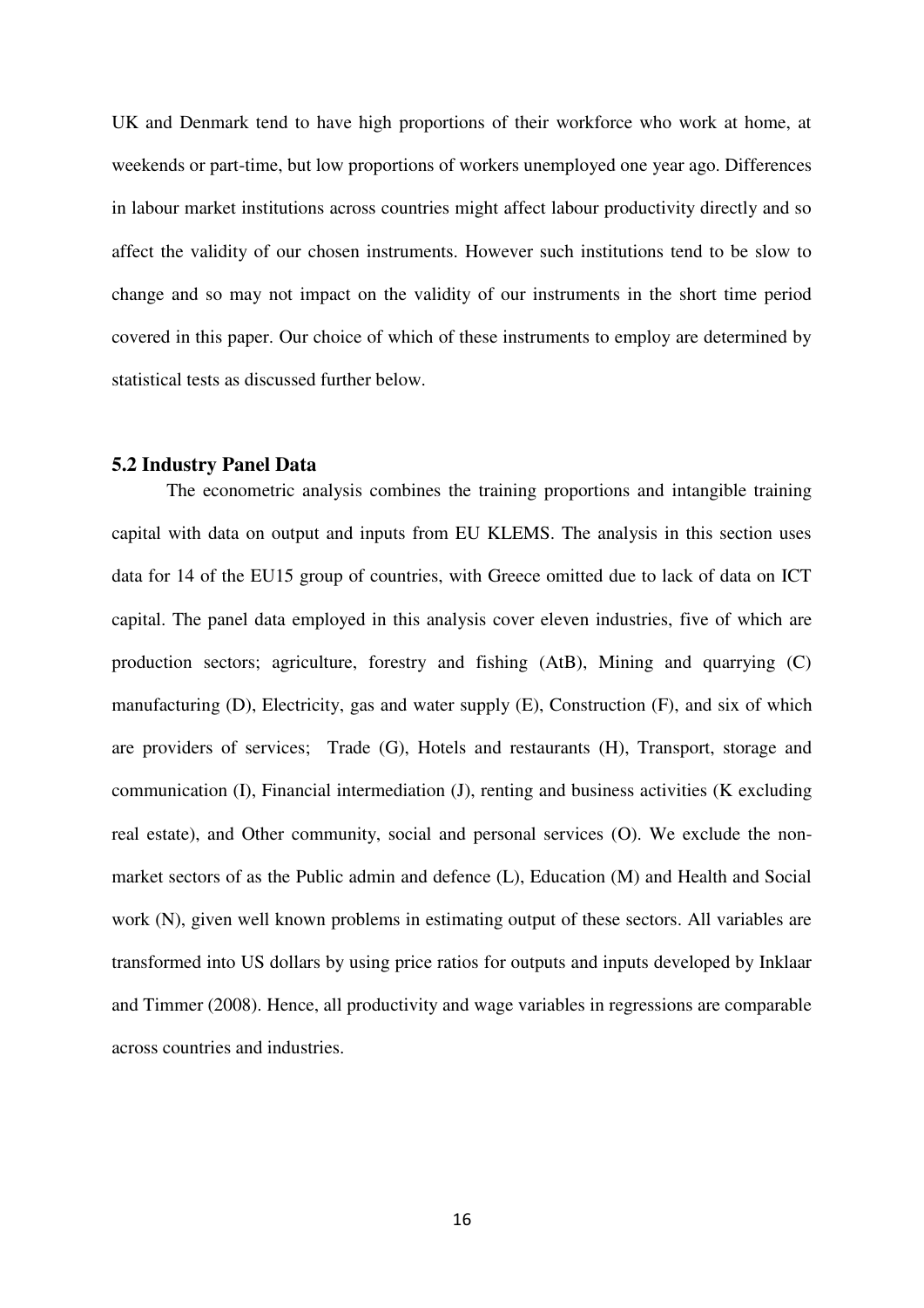UK and Denmark tend to have high proportions of their workforce who work at home, at weekends or part-time, but low proportions of workers unemployed one year ago. Differences in labour market institutions across countries might affect labour productivity directly and so affect the validity of our chosen instruments. However such institutions tend to be slow to change and so may not impact on the validity of our instruments in the short time period covered in this paper. Our choice of which of these instruments to employ are determined by statistical tests as discussed further below.

### 5.2 Industry Panel Data

The econometric analysis combines the training proportions and intangible training capital with data on output and inputs from EU KLEMS. The analysis in this section uses data for 14 of the EU15 group of countries, with Greece omitted due to lack of data on ICT capital. The panel data employed in this analysis cover eleven industries, five of which are production sectors; agriculture, forestry and fishing (AtB), Mining and quarrying (C) manufacturing (D), Electricity, gas and water supply (E), Construction (F), and six of which are providers of services; Trade (G), Hotels and restaurants (H), Transport, storage and communication (I), Financial intermediation (J), renting and business activities (K excluding real estate), and Other community, social and personal services (O). We exclude the non-market sectors of as the Public admin and defence (L), Education (M) and Health and Social work (N), given well known problems in estimating output of these sectors. All variables are transformed into US dollars by using price ratios for outputs and inputs developed by Inklaar and Timmer (2008). Hence, all productivity and wage variables in regressions are comparable across countries and industries.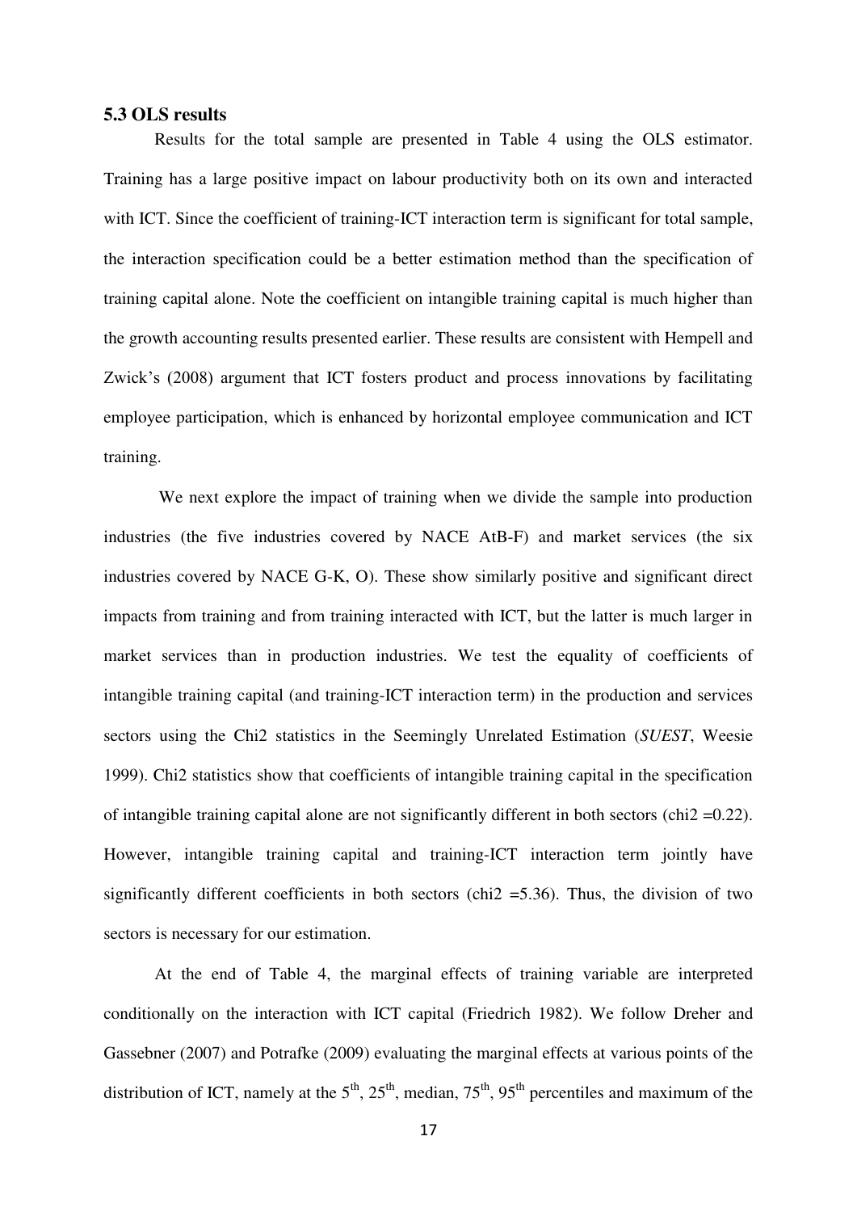### 5.3 OLS results

Results for the total sample are presented in Table 4 using the OLS estimator. Training has a large positive impact on labour productivity both on its own and interacted with ICT. Since the coefficient of training-ICT interaction term is significant for total sample, the interaction specification could be a better estimation method than the specification of training capital alone. Note the coefficient on intangible training capital is much higher than the growth accounting results presented earlier. These results are consistent with Hempell and Zwick's (2008) argument that ICT fosters product and process innovations by facilitating employee participation, which is enhanced by horizontal employee communication and ICT training.

We next explore the impact of training when we divide the sample into production industries (the five industries covered by NACE AtB-F) and market services (the six industries covered by NACE G-K, O). These show similarly positive and significant direct impacts from training and from training interacted with ICT, but the latter is much larger in market services than in production industries. We test the equality of coefficients of intangible training capital (and training-ICT interaction term) in the production and services sectors using the Chi2 statistics in the Seemingly Unrelated Estimation (*SUEST*, Weesie 1999). Chi2 statistics show that coefficients of intangible training capital in the specification of intangible training capital alone are not significantly different in both sectors (chi2 =0.22). However, intangible training capital and training-ICT interaction term jointly have significantly different coefficients in both sectors (chi2 =5.36). Thus, the division of two sectors is necessary for our estimation.

At the end of Table 4, the marginal effects of training variable are interpreted conditionally on the interaction with ICT capital (Friedrich 1982). We follow Dreher and Gassebner (2007) and Potrafke (2009) evaluating the marginal effects at various points of the distribution of ICT, namely at the 5th, 25th, median, 75th, 95th percentiles and maximum of the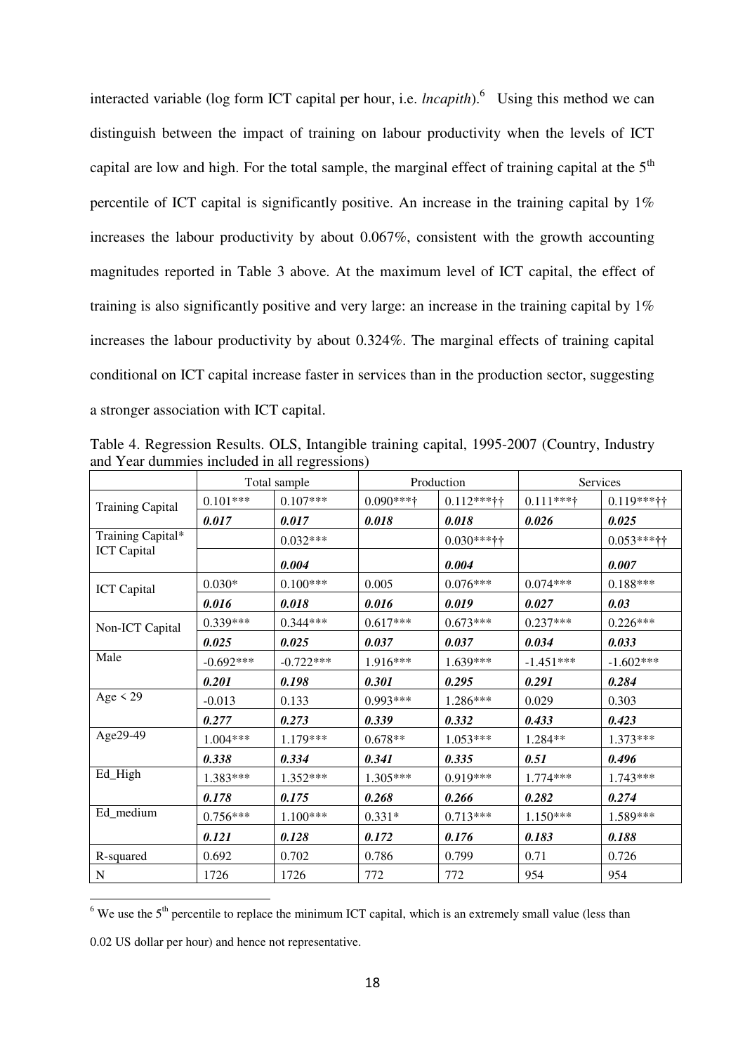interacted variable (log form ICT capital per hour, i.e. *lncapith*).[6] Using this method we can distinguish between the impact of training on labour productivity when the levels of ICT capital are low and high. For the total sample, the marginal effect of training capital at the 5th percentile of ICT capital is significantly positive. An increase in the training capital by 1% increases the labour productivity by about 0.067%, consistent with the growth accounting magnitudes reported in Table 3 above. At the maximum level of ICT capital, the effect of training is also significantly positive and very large: an increase in the training capital by 1% increases the labour productivity by about 0.324%. The marginal effects of training capital conditional on ICT capital increase faster in services than in the production sector, suggesting a stronger association with ICT capital.

Table 4. Regression Results. OLS, Intangible training capital, 1995-2007 (Country, Industry and Year dummies included in all regressions)

| | Total sample | | Production | | Services | |
|---|---|---|---|---|---|---|
| Training Capital | 0.101*** | 0.107*** | 0.090***† | 0.112***†† | 0.111***† | 0.119***†† |
| | ***0.017*** | ***0.017*** | ***0.018*** | ***0.018*** | ***0.026*** | ***0.025*** |
| Training Capital* ICT Capital | | 0.032*** | | 0.030***†† | | 0.053***†† |
| | | ***0.004*** | | ***0.004*** | | ***0.007*** |
| ICT Capital | 0.030* | 0.100*** | 0.005 | 0.076*** | 0.074*** | 0.188*** |
| | ***0.016*** | ***0.018*** | ***0.016*** | ***0.019*** | ***0.027*** | ***0.03*** |
| Non-ICT Capital | 0.339*** | 0.344*** | 0.617*** | 0.673*** | 0.237*** | 0.226*** |
| | ***0.025*** | ***0.025*** | ***0.037*** | ***0.037*** | ***0.034*** | ***0.033*** |
| Male | -0.692*** | -0.722*** | 1.916*** | 1.639*** | -1.451*** | -1.602*** |
| | ***0.201*** | ***0.198*** | ***0.301*** | ***0.295*** | ***0.291*** | ***0.284*** |
| Age < 29 | -0.013 | 0.133 | 0.993*** | 1.286*** | 0.029 | 0.303 |
| | ***0.277*** | ***0.273*** | ***0.339*** | ***0.332*** | ***0.433*** | ***0.423*** |
| Age29-49 | 1.004*** | 1.179*** | 0.678** | 1.053*** | 1.284** | 1.373*** |
| | ***0.338*** | ***0.334*** | ***0.341*** | ***0.335*** | ***0.51*** | ***0.496*** |
| Ed_High | 1.383*** | 1.352*** | 1.305*** | 0.919*** | 1.774*** | 1.743*** |
| | ***0.178*** | ***0.175*** | ***0.268*** | ***0.266*** | ***0.282*** | ***0.274*** |
| Ed_medium | 0.756*** | 1.100*** | 0.331* | 0.713*** | 1.150*** | 1.589*** |
| | ***0.121*** | ***0.128*** | ***0.172*** | ***0.176*** | ***0.183*** | ***0.188*** |
| R-squared | 0.692 | 0.702 | 0.786 | 0.799 | 0.71 | 0.726 |
| N | 1726 | 1726 | 772 | 772 | 954 | 954 |

[6] We use the 5th percentile to replace the minimum ICT capital, which is an extremely small value (less than 0.02 US dollar per hour) and hence not representative.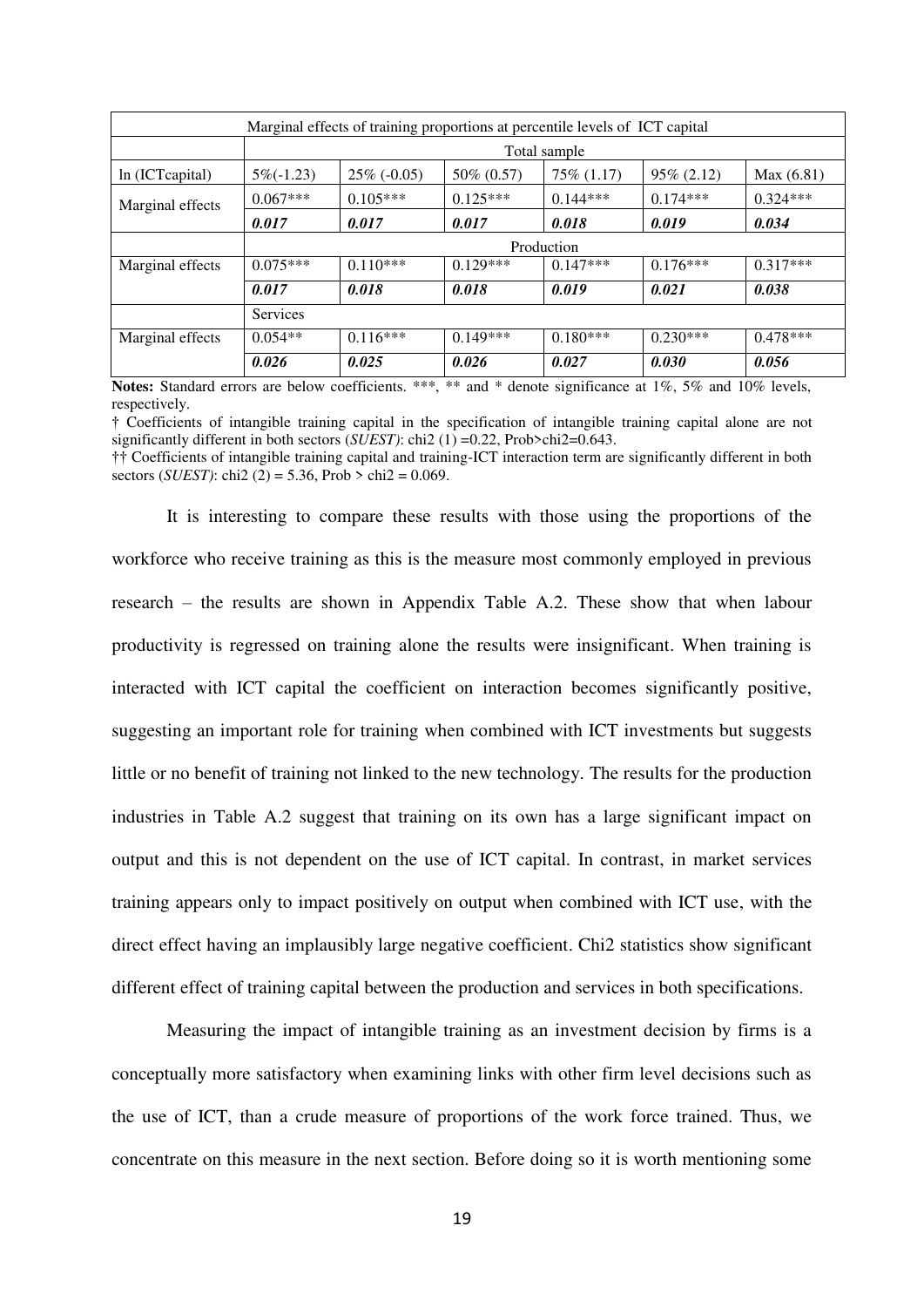| Marginal effects of training proportions at percentile levels of ICT capital | | | | | | |
|---|---|---|---|---|---|---|
| | Total sample | | | | | |
| ln (ICTcapital) | 5%(-1.23) | 25% (-0.05) | 50% (0.57) | 75% (1.17) | 95% (2.12) | Max (6.81) |
| Marginal effects | 0.067*** | 0.105*** | 0.125*** | 0.144*** | 0.174*** | 0.324*** |
| | ***0.017*** | ***0.017*** | ***0.017*** | ***0.018*** | ***0.019*** | ***0.034*** |
| | Production | | | | | |
| Marginal effects | 0.075*** | 0.110*** | 0.129*** | 0.147*** | 0.176*** | 0.317*** |
| | ***0.017*** | ***0.018*** | ***0.018*** | ***0.019*** | ***0.021*** | ***0.038*** |
| | Services | | | | | |
| Marginal effects | 0.054** | 0.116*** | 0.149*** | 0.180*** | 0.230*** | 0.478*** |
| | ***0.026*** | ***0.025*** | ***0.026*** | ***0.027*** | ***0.030*** | ***0.056*** |

**Notes:** Standard errors are below coefficients. ***, ** and * denote significance at 1%, 5% and 10% levels, respectively.

† Coefficients of intangible training capital in the specification of intangible training capital alone are not significantly different in both sectors (*SUEST*): chi2 (1) =0.22, Prob>chi2=0.643.

†† Coefficients of intangible training capital and training-ICT interaction term are significantly different in both sectors (*SUEST*): chi2 (2) = 5.36, Prob > chi2 = 0.069.

It is interesting to compare these results with those using the proportions of the workforce who receive training as this is the measure most commonly employed in previous research – the results are shown in Appendix Table A.2. These show that when labour productivity is regressed on training alone the results were insignificant. When training is interacted with ICT capital the coefficient on interaction becomes significantly positive, suggesting an important role for training when combined with ICT investments but suggests little or no benefit of training not linked to the new technology. The results for the production industries in Table A.2 suggest that training on its own has a large significant impact on output and this is not dependent on the use of ICT capital. In contrast, in market services training appears only to impact positively on output when combined with ICT use, with the direct effect having an implausibly large negative coefficient. Chi2 statistics show significant different effect of training capital between the production and services in both specifications.

Measuring the impact of intangible training as an investment decision by firms is a conceptually more satisfactory when examining links with other firm level decisions such as the use of ICT, than a crude measure of proportions of the work force trained. Thus, we concentrate on this measure in the next section. Before doing so it is worth mentioning some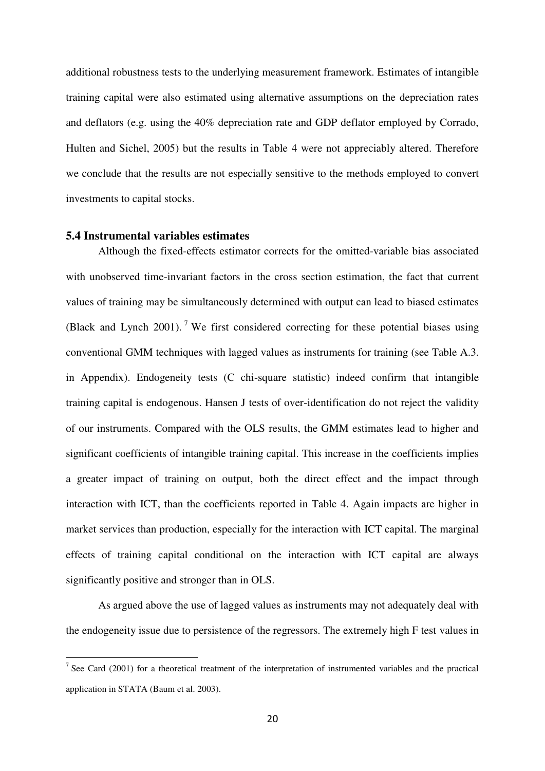additional robustness tests to the underlying measurement framework. Estimates of intangible training capital were also estimated using alternative assumptions on the depreciation rates and deflators (e.g. using the 40% depreciation rate and GDP deflator employed by Corrado, Hulten and Sichel, 2005) but the results in Table 4 were not appreciably altered. Therefore we conclude that the results are not especially sensitive to the methods employed to convert investments to capital stocks.

### 5.4 Instrumental variables estimates

Although the fixed-effects estimator corrects for the omitted-variable bias associated with unobserved time-invariant factors in the cross section estimation, the fact that current values of training may be simultaneously determined with output can lead to biased estimates (Black and Lynch 2001).[7] We first considered correcting for these potential biases using conventional GMM techniques with lagged values as instruments for training (see Table A.3. in Appendix). Endogeneity tests (C chi-square statistic) indeed confirm that intangible training capital is endogenous. Hansen J tests of over-identification do not reject the validity of our instruments. Compared with the OLS results, the GMM estimates lead to higher and significant coefficients of intangible training capital. This increase in the coefficients implies a greater impact of training on output, both the direct effect and the impact through interaction with ICT, than the coefficients reported in Table 4. Again impacts are higher in market services than production, especially for the interaction with ICT capital. The marginal effects of training capital conditional on the interaction with ICT capital are always significantly positive and stronger than in OLS.

As argued above the use of lagged values as instruments may not adequately deal with the endogeneity issue due to persistence of the regressors. The extremely high F test values in

[7] See Card (2001) for a theoretical treatment of the interpretation of instrumented variables and the practical application in STATA (Baum et al. 2003).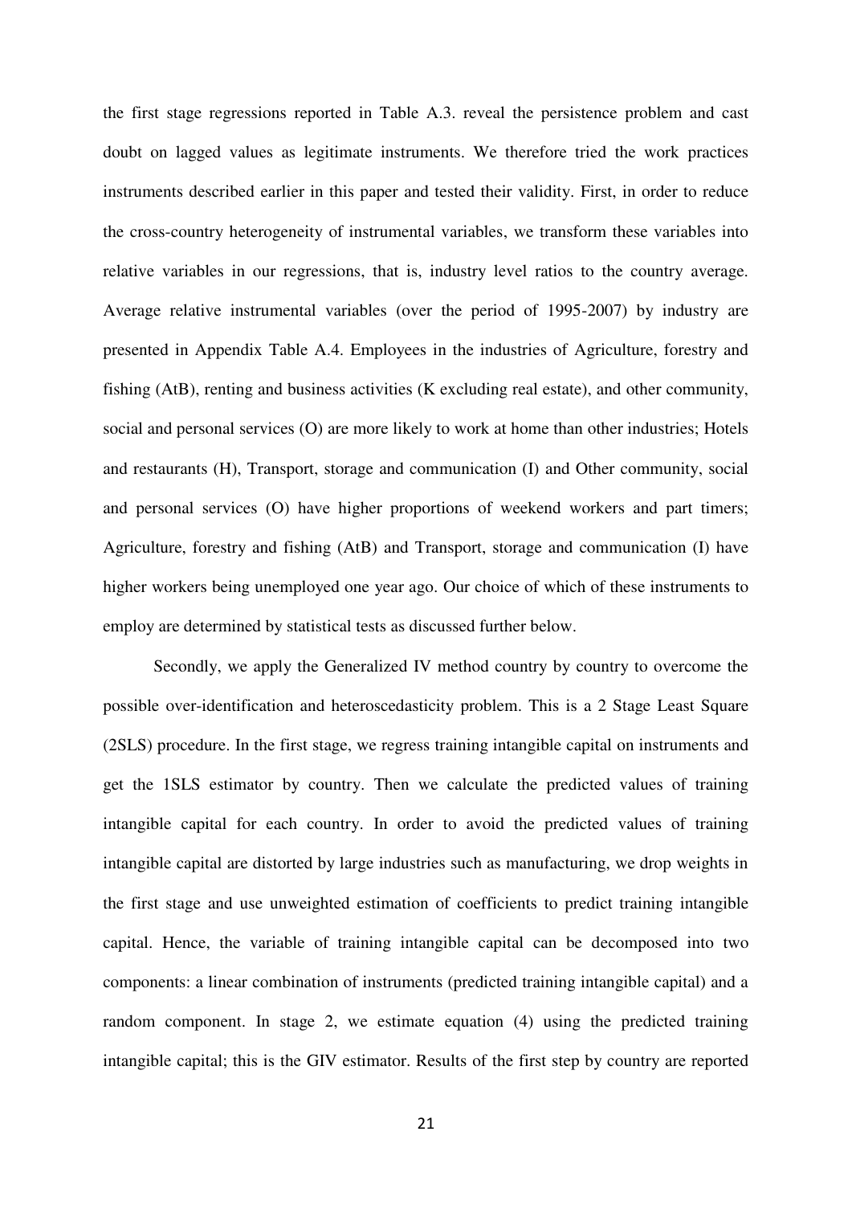the first stage regressions reported in Table A.3. reveal the persistence problem and cast doubt on lagged values as legitimate instruments. We therefore tried the work practices instruments described earlier in this paper and tested their validity. First, in order to reduce the cross-country heterogeneity of instrumental variables, we transform these variables into relative variables in our regressions, that is, industry level ratios to the country average. Average relative instrumental variables (over the period of 1995-2007) by industry are presented in Appendix Table A.4. Employees in the industries of Agriculture, forestry and fishing (AtB), renting and business activities (K excluding real estate), and other community, social and personal services (O) are more likely to work at home than other industries; Hotels and restaurants (H), Transport, storage and communication (I) and Other community, social and personal services (O) have higher proportions of weekend workers and part timers; Agriculture, forestry and fishing (AtB) and Transport, storage and communication (I) have higher workers being unemployed one year ago. Our choice of which of these instruments to employ are determined by statistical tests as discussed further below.

Secondly, we apply the Generalized IV method country by country to overcome the possible over-identification and heteroscedasticity problem. This is a 2 Stage Least Square (2SLS) procedure. In the first stage, we regress training intangible capital on instruments and get the 1SLS estimator by country. Then we calculate the predicted values of training intangible capital for each country. In order to avoid the predicted values of training intangible capital are distorted by large industries such as manufacturing, we drop weights in the first stage and use unweighted estimation of coefficients to predict training intangible capital. Hence, the variable of training intangible capital can be decomposed into two components: a linear combination of instruments (predicted training intangible capital) and a random component. In stage 2, we estimate equation (4) using the predicted training intangible capital; this is the GIV estimator. Results of the first step by country are reported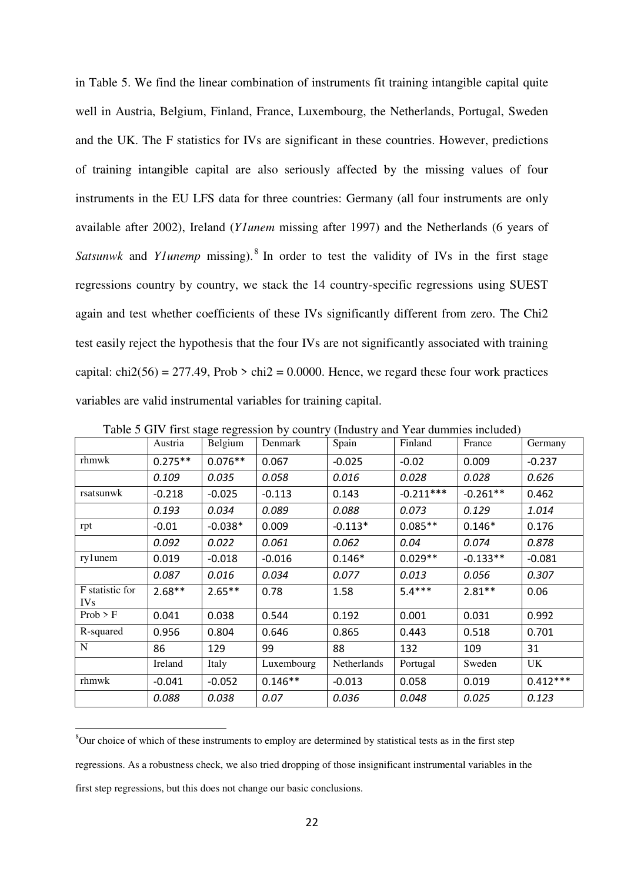in Table 5. We find the linear combination of instruments fit training intangible capital quite well in Austria, Belgium, Finland, France, Luxembourg, the Netherlands, Portugal, Sweden and the UK. The F statistics for IVs are significant in these countries. However, predictions of training intangible capital are also seriously affected by the missing values of four instruments in the EU LFS data for three countries: Germany (all four instruments are only available after 2002), Ireland (*Y1unem* missing after 1997) and the Netherlands (6 years of *Satsunwk* and *Y1unemp* missing).[8] In order to test the validity of IVs in the first stage regressions country by country, we stack the 14 country-specific regressions using SUEST again and test whether coefficients of these IVs significantly different from zero. The Chi2 test easily reject the hypothesis that the four IVs are not significantly associated with training capital: chi2(56) = 277.49, Prob > chi2 = 0.0000. Hence, we regard these four work practices variables are valid instrumental variables for training capital.

Table 5 GIV first stage regression by country (Industry and Year dummies included)

| | Austria | Belgium | Denmark | Spain | Finland | France | Germany |
|---|---|---|---|---|---|---|---|
| rhmwk | 0.275** | 0.076** | 0.067 | -0.025 | -0.02 | 0.009 | -0.237 |
| | *0.109* | *0.035* | *0.058* | *0.016* | *0.028* | *0.028* | *0.626* |
| rsatsunwk | -0.218 | -0.025 | -0.113 | 0.143 | -0.211*** | -0.261** | 0.462 |
| | *0.193* | *0.034* | *0.089* | *0.088* | *0.073* | *0.129* | *1.014* |
| rpt | -0.01 | -0.038* | 0.009 | -0.113* | 0.085** | 0.146* | 0.176 |
| | *0.092* | *0.022* | *0.061* | *0.062* | *0.04* | *0.074* | *0.878* |
| ry1unem | 0.019 | -0.018 | -0.016 | 0.146* | 0.029** | -0.133** | -0.081 |
| | *0.087* | *0.016* | *0.034* | *0.077* | *0.013* | *0.056* | *0.307* |
| F statistic for IVs | 2.68** | 2.65** | 0.78 | 1.58 | 5.4*** | 2.81** | 0.06 |
| Prob > F | 0.041 | 0.038 | 0.544 | 0.192 | 0.001 | 0.031 | 0.992 |
| R-squared | 0.956 | 0.804 | 0.646 | 0.865 | 0.443 | 0.518 | 0.701 |
| N | 86 | 129 | 99 | 88 | 132 | 109 | 31 |
| | Ireland | Italy | Luxembourg | Netherlands | Portugal | Sweden | UK |
| rhmwk | -0.041 | -0.052 | 0.146** | -0.013 | 0.058 | 0.019 | 0.412*** |
| | *0.088* | *0.038* | *0.07* | *0.036* | *0.048* | *0.025* | *0.123* |

[8] Our choice of which of these instruments to employ are determined by statistical tests as in the first step regressions. As a robustness check, we also tried dropping of those insignificant instrumental variables in the first step regressions, but this does not change our basic conclusions.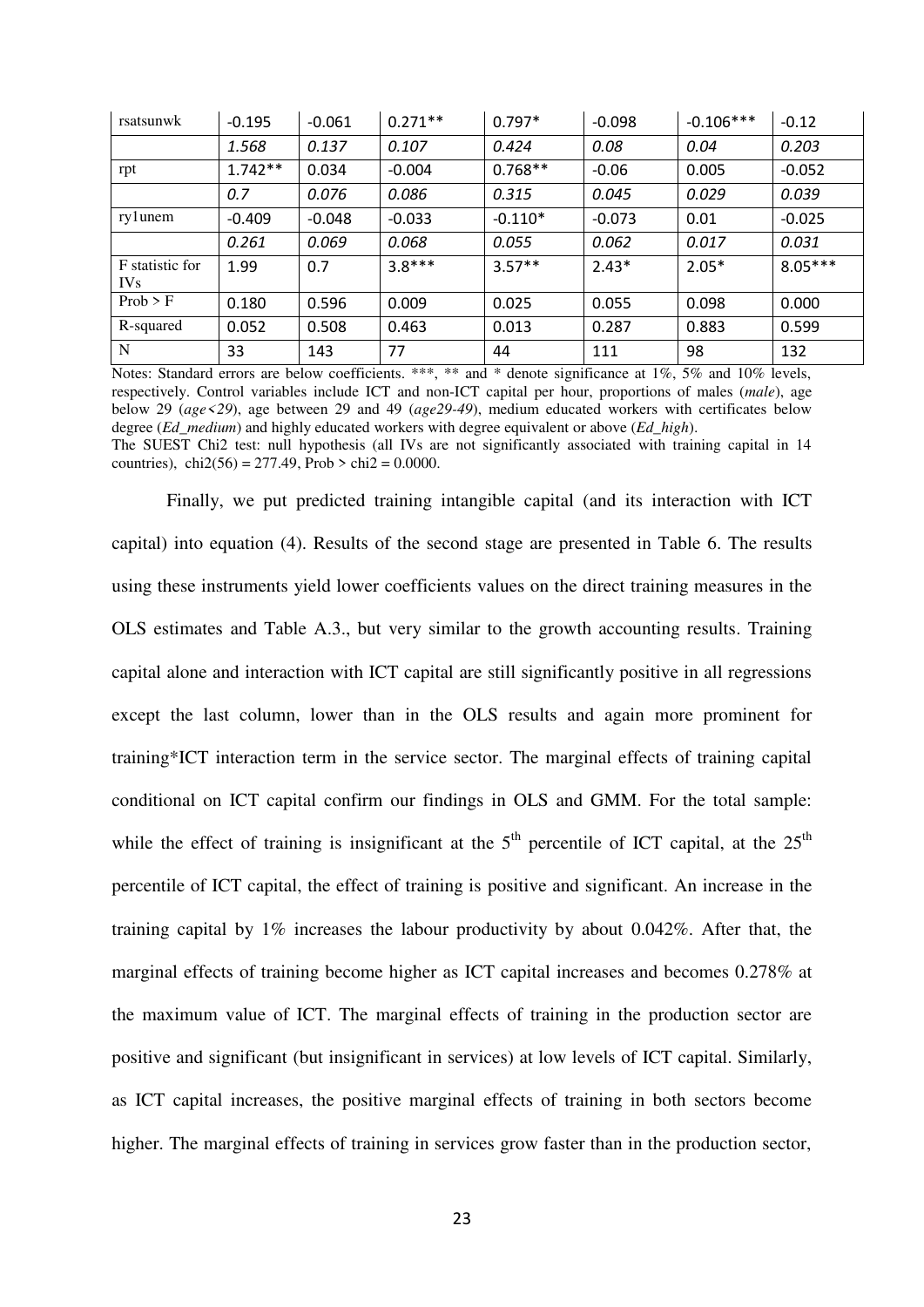| rsatsunwk | -0.195 | -0.061 | 0.271** | 0.797* | -0.098 | -0.106*** | -0.12 |
|---|---|---|---|---|---|---|---|
| | *1.568* | *0.137* | *0.107* | *0.424* | *0.08* | *0.04* | *0.203* |
| rpt | 1.742** | 0.034 | -0.004 | 0.768** | -0.06 | 0.005 | -0.052 |
| | *0.7* | *0.076* | *0.086* | *0.315* | *0.045* | *0.029* | *0.039* |
| ry1unem | -0.409 | -0.048 | -0.033 | -0.110* | -0.073 | 0.01 | -0.025 |
| | *0.261* | *0.069* | *0.068* | *0.055* | *0.062* | *0.017* | *0.031* |
| F statistic for IVs | 1.99 | 0.7 | 3.8*** | 3.57** | 2.43* | 2.05* | 8.05*** |
| Prob > F | 0.180 | 0.596 | 0.009 | 0.025 | 0.055 | 0.098 | 0.000 |
| R-squared | 0.052 | 0.508 | 0.463 | 0.013 | 0.287 | 0.883 | 0.599 |
| N | 33 | 143 | 77 | 44 | 111 | 98 | 132 |

Notes: Standard errors are below coefficients. ***, ** and * denote significance at 1%, 5% and 10% levels, respectively. Control variables include ICT and non-ICT capital per hour, proportions of males (*male*), age below 29 (*age<29*), age between 29 and 49 (*age29-49*), medium educated workers with certificates below degree (*Ed_medium*) and highly educated workers with degree equivalent or above (*Ed_high*).
The SUEST Chi2 test: null hypothesis (all IVs are not significantly associated with training capital in 14 countries), $chi2(56) = 277.49$, $Prob > chi2 = 0.0000$.

Finally, we put predicted training intangible capital (and its interaction with ICT capital) into equation (4). Results of the second stage are presented in Table 6. The results using these instruments yield lower coefficients values on the direct training measures in the OLS estimates and Table A.3., but very similar to the growth accounting results. Training capital alone and interaction with ICT capital are still significantly positive in all regressions except the last column, lower than in the OLS results and again more prominent for training*ICT interaction term in the service sector. The marginal effects of training capital conditional on ICT capital confirm our findings in OLS and GMM. For the total sample: while the effect of training is insignificant at the 5th percentile of ICT capital, at the 25th percentile of ICT capital, the effect of training is positive and significant. An increase in the training capital by 1% increases the labour productivity by about 0.042%. After that, the marginal effects of training become higher as ICT capital increases and becomes 0.278% at the maximum value of ICT. The marginal effects of training in the production sector are positive and significant (but insignificant in services) at low levels of ICT capital. Similarly, as ICT capital increases, the positive marginal effects of training in both sectors become higher. The marginal effects of training in services grow faster than in the production sector,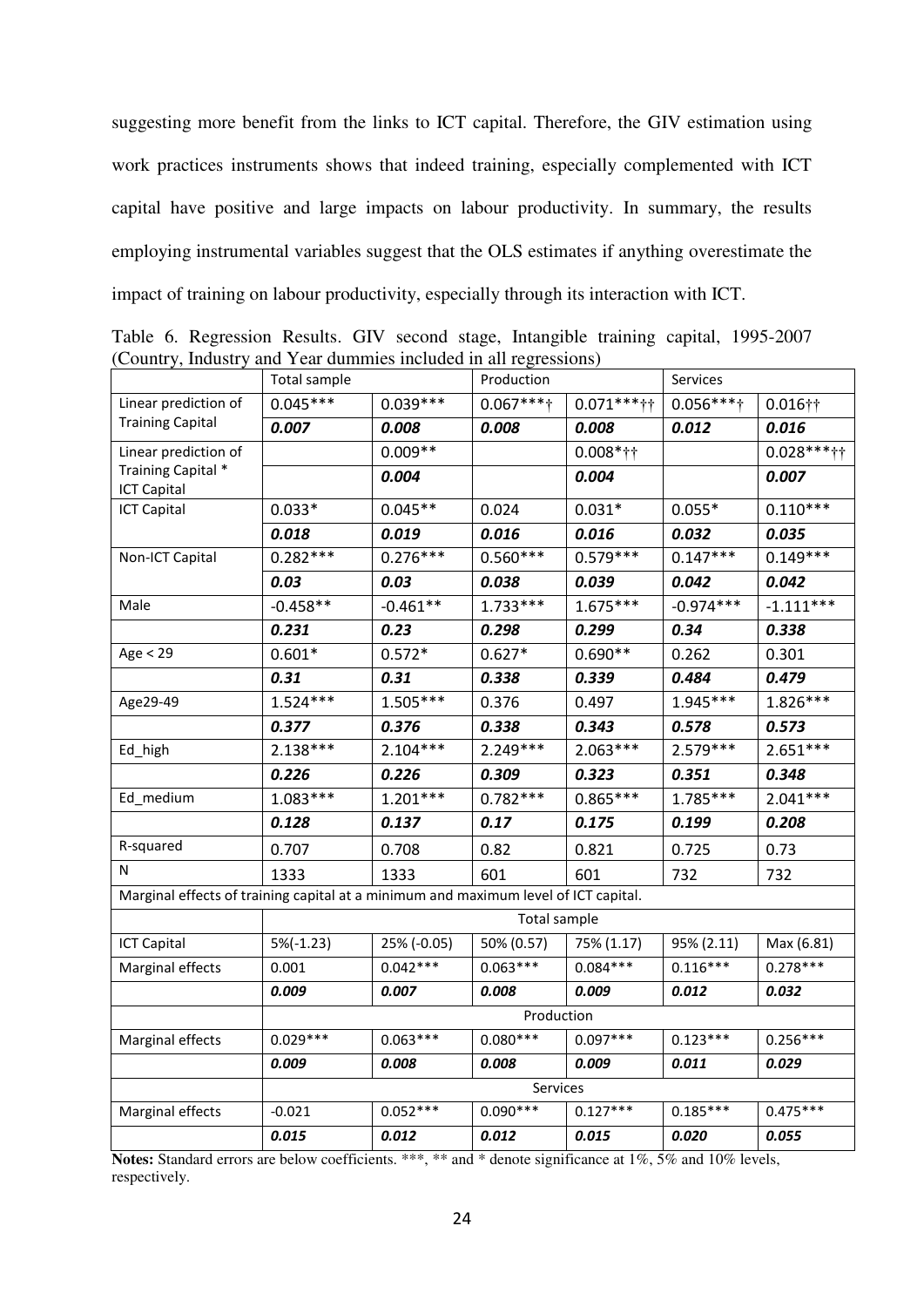suggesting more benefit from the links to ICT capital. Therefore, the GIV estimation using work practices instruments shows that indeed training, especially complemented with ICT capital have positive and large impacts on labour productivity. In summary, the results employing instrumental variables suggest that the OLS estimates if anything overestimate the impact of training on labour productivity, especially through its interaction with ICT.

Table 6. Regression Results. GIV second stage, Intangible training capital, 1995-2007 (Country, Industry and Year dummies included in all regressions)

| | Total sample | | Production | | Services | |
|---|---|---|---|---|---|---|
| Linear prediction of Training Capital | 0.045*** | 0.039*** | 0.067***† | 0.071***†† | 0.056***† | 0.016†† |
| | ***0.007*** | ***0.008*** | ***0.008*** | ***0.008*** | ***0.012*** | ***0.016*** |
| Linear prediction of Training Capital * ICT Capital | | 0.009** | | 0.008*†† | | 0.028***†† |
| | | ***0.004*** | | ***0.004*** | | ***0.007*** |
| ICT Capital | 0.033* | 0.045** | 0.024 | 0.031* | 0.055* | 0.110*** |
| | ***0.018*** | ***0.019*** | ***0.016*** | ***0.016*** | ***0.032*** | ***0.035*** |
| Non-ICT Capital | 0.282*** | 0.276*** | 0.560*** | 0.579*** | 0.147*** | 0.149*** |
| | ***0.03*** | ***0.03*** | ***0.038*** | ***0.039*** | ***0.042*** | ***0.042*** |
| Male | -0.458** | -0.461** | 1.733*** | 1.675*** | -0.974*** | -1.111*** |
| | ***0.231*** | ***0.23*** | ***0.298*** | ***0.299*** | ***0.34*** | ***0.338*** |
| Age < 29 | 0.601* | 0.572* | 0.627* | 0.690** | 0.262 | 0.301 |
| | ***0.31*** | ***0.31*** | ***0.338*** | ***0.339*** | ***0.484*** | ***0.479*** |
| Age29-49 | 1.524*** | 1.505*** | 0.376 | 0.497 | 1.945*** | 1.826*** |
| | ***0.377*** | ***0.376*** | ***0.338*** | ***0.343*** | ***0.578*** | ***0.573*** |
| Ed_high | 2.138*** | 2.104*** | 2.249*** | 2.063*** | 2.579*** | 2.651*** |
| | ***0.226*** | ***0.226*** | ***0.309*** | ***0.323*** | ***0.351*** | ***0.348*** |
| Ed_medium | 1.083*** | 1.201*** | 0.782*** | 0.865*** | 1.785*** | 2.041*** |
| | ***0.128*** | ***0.137*** | ***0.17*** | ***0.175*** | ***0.199*** | ***0.208*** |
| R-squared | 0.707 | 0.708 | 0.82 | 0.821 | 0.725 | 0.73 |
| N | 1333 | 1333 | 601 | 601 | 732 | 732 |
| Marginal effects of training capital at a minimum and maximum level of ICT capital. | | | | | | |
| | Total sample | | | | | |
| ICT Capital | 5%(-1.23) | 25% (-0.05) | 50% (0.57) | 75% (1.17) | 95% (2.11) | Max (6.81) |
| Marginal effects | 0.001 | 0.042*** | 0.063*** | 0.084*** | 0.116*** | 0.278*** |
| | ***0.009*** | ***0.007*** | ***0.008*** | ***0.009*** | ***0.012*** | ***0.032*** |
| | Production | | | | | |
| Marginal effects | 0.029*** | 0.063*** | 0.080*** | 0.097*** | 0.123*** | 0.256*** |
| | ***0.009*** | ***0.008*** | ***0.008*** | ***0.009*** | ***0.011*** | ***0.029*** |
| | Services | | | | | |
| Marginal effects | -0.021 | 0.052*** | 0.090*** | 0.127*** | 0.185*** | 0.475*** |
| | ***0.015*** | ***0.012*** | ***0.012*** | ***0.015*** | ***0.020*** | ***0.055*** |

**Notes:** Standard errors are below coefficients. ***, ** and * denote significance at 1%, 5% and 10% levels, respectively.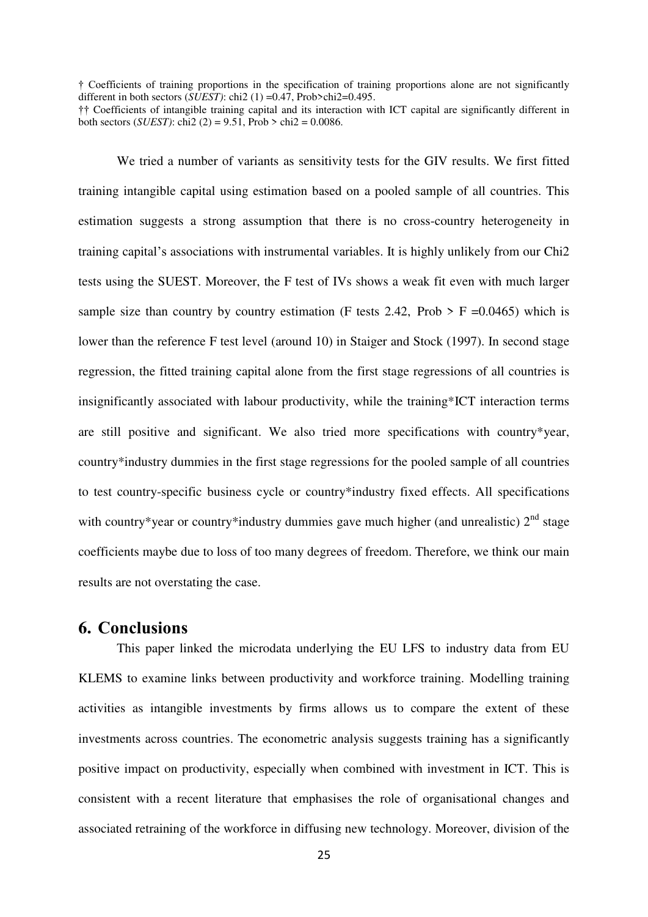† Coefficients of training proportions in the specification of training proportions alone are not significantly different in both sectors (*SUEST)*: chi2 (1) =0.47, Prob>chi2=0.495.

†† Coefficients of intangible training capital and its interaction with ICT capital are significantly different in both sectors (*SUEST)*: chi2 (2) = 9.51, Prob > chi2 = 0.0086.

We tried a number of variants as sensitivity tests for the GIV results. We first fitted training intangible capital using estimation based on a pooled sample of all countries. This estimation suggests a strong assumption that there is no cross-country heterogeneity in training capital's associations with instrumental variables. It is highly unlikely from our Chi2 tests using the SUEST. Moreover, the F test of IVs shows a weak fit even with much larger sample size than country by country estimation (F tests 2.42, Prob > F =0.0465) which is lower than the reference F test level (around 10) in Staiger and Stock (1997). In second stage regression, the fitted training capital alone from the first stage regressions of all countries is insignificantly associated with labour productivity, while the training*ICT interaction terms are still positive and significant. We also tried more specifications with country*year, country*industry dummies in the first stage regressions for the pooled sample of all countries to test country-specific business cycle or country*industry fixed effects. All specifications with country*year or country*industry dummies gave much higher (and unrealistic) 2nd stage coefficients maybe due to loss of too many degrees of freedom. Therefore, we think our main results are not overstating the case.

## 6. Conclusions

This paper linked the microdata underlying the EU LFS to industry data from EU KLEMS to examine links between productivity and workforce training. Modelling training activities as intangible investments by firms allows us to compare the extent of these investments across countries. The econometric analysis suggests training has a significantly positive impact on productivity, especially when combined with investment in ICT. This is consistent with a recent literature that emphasises the role of organisational changes and associated retraining of the workforce in diffusing new technology. Moreover, division of the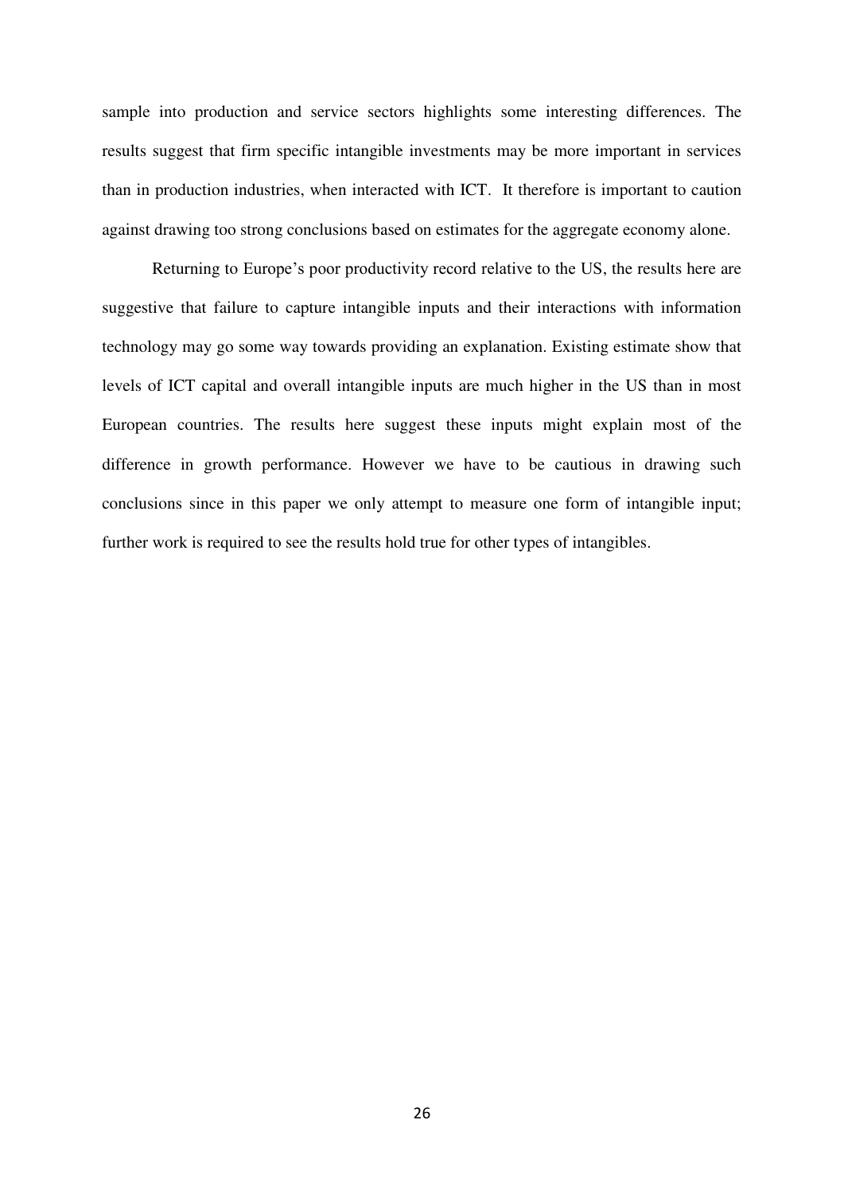sample into production and service sectors highlights some interesting differences. The results suggest that firm specific intangible investments may be more important in services than in production industries, when interacted with ICT. It therefore is important to caution against drawing too strong conclusions based on estimates for the aggregate economy alone.

Returning to Europe's poor productivity record relative to the US, the results here are suggestive that failure to capture intangible inputs and their interactions with information technology may go some way towards providing an explanation. Existing estimate show that levels of ICT capital and overall intangible inputs are much higher in the US than in most European countries. The results here suggest these inputs might explain most of the difference in growth performance. However we have to be cautious in drawing such conclusions since in this paper we only attempt to measure one form of intangible input; further work is required to see the results hold true for other types of intangibles.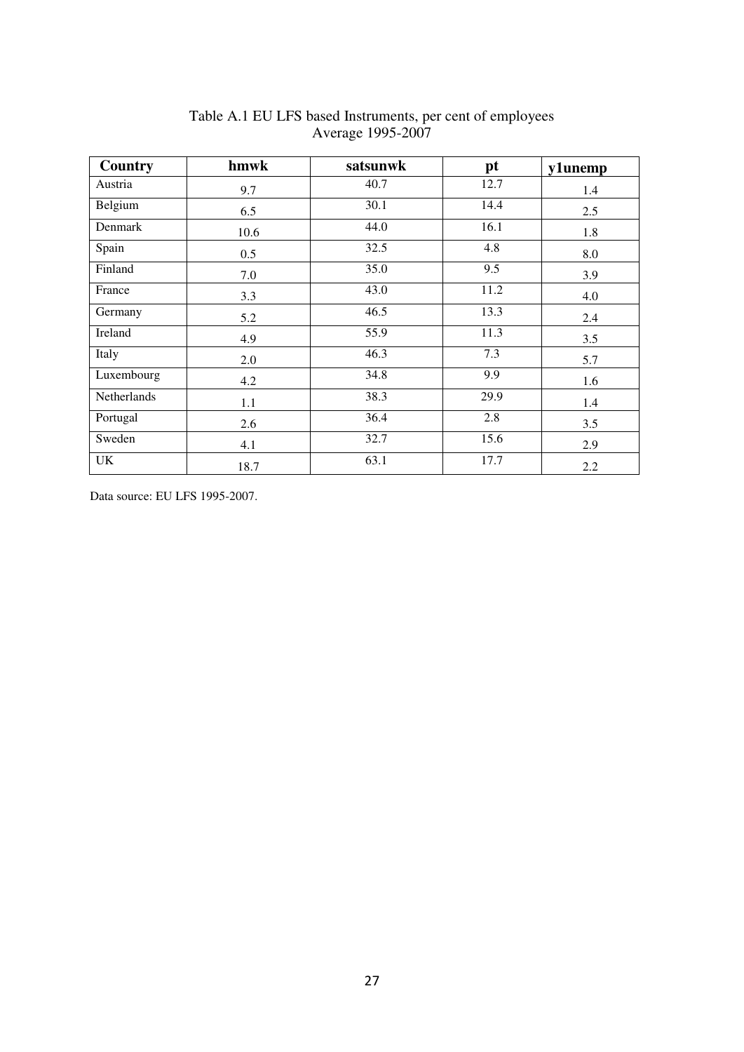Table A.1 EU LFS based Instruments, per cent of employees
Average 1995-2007

| Country | hmwk | satsunwk | pt | y1unemp |
|---|---|---|---|---|
| Austria | 9.7 | 40.7 | 12.7 | 1.4 |
| Belgium | 6.5 | 30.1 | 14.4 | 2.5 |
| Denmark | 10.6 | 44.0 | 16.1 | 1.8 |
| Spain | 0.5 | 32.5 | 4.8 | 8.0 |
| Finland | 7.0 | 35.0 | 9.5 | 3.9 |
| France | 3.3 | 43.0 | 11.2 | 4.0 |
| Germany | 5.2 | 46.5 | 13.3 | 2.4 |
| Ireland | 4.9 | 55.9 | 11.3 | 3.5 |
| Italy | 2.0 | 46.3 | 7.3 | 5.7 |
| Luxembourg | 4.2 | 34.8 | 9.9 | 1.6 |
| Netherlands | 1.1 | 38.3 | 29.9 | 1.4 |
| Portugal | 2.6 | 36.4 | 2.8 | 3.5 |
| Sweden | 4.1 | 32.7 | 15.6 | 2.9 |
| UK | 18.7 | 63.1 | 17.7 | 2.2 |

Data source: EU LFS 1995-2007.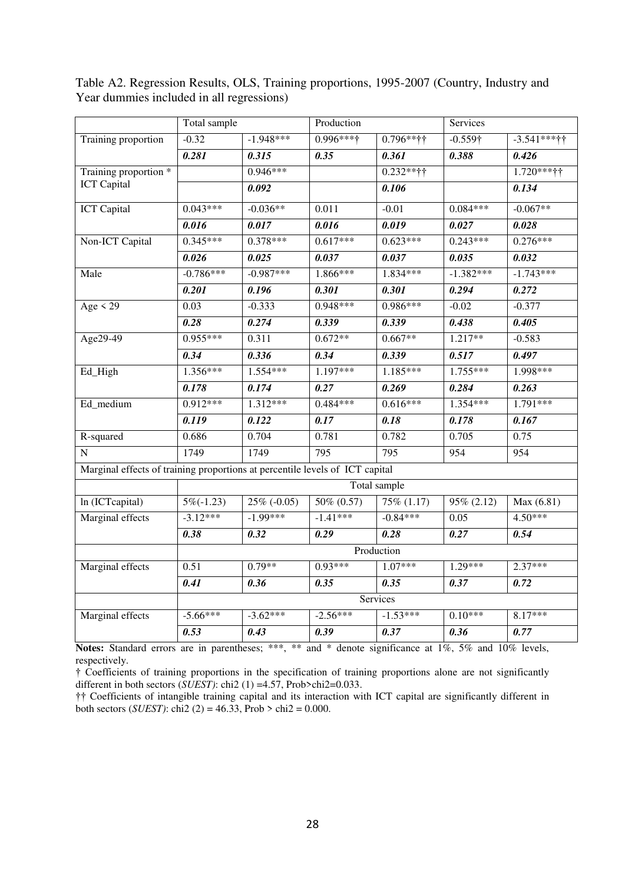Table A2. Regression Results, OLS, Training proportions, 1995-2007 (Country, Industry and Year dummies included in all regressions)

| | Total sample | | Production | | Services | |
|---|---|---|---|---|---|---|
| Training proportion | -0.32 | -1.948*** | 0.996***† | 0.796**†† | -0.559† | -3.541***†† |
| | ***0.281*** | ***0.315*** | ***0.35*** | ***0.361*** | ***0.388*** | ***0.426*** |
| Training proportion * ICT Capital | | 0.946*** | | 0.232**†† | | 1.720***†† |
| | | ***0.092*** | | ***0.106*** | | ***0.134*** |
| ICT Capital | 0.043*** | -0.036** | 0.011 | -0.01 | 0.084*** | -0.067** |
| | ***0.016*** | ***0.017*** | ***0.016*** | ***0.019*** | ***0.027*** | ***0.028*** |
| Non-ICT Capital | 0.345*** | 0.378*** | 0.617*** | 0.623*** | 0.243*** | 0.276*** |
| | ***0.026*** | ***0.025*** | ***0.037*** | ***0.037*** | ***0.035*** | ***0.032*** |
| Male | -0.786*** | -0.987*** | 1.866*** | 1.834*** | -1.382*** | -1.743*** |
| | ***0.201*** | ***0.196*** | ***0.301*** | ***0.301*** | ***0.294*** | ***0.272*** |
| Age < 29 | 0.03 | -0.333 | 0.948*** | 0.986*** | -0.02 | -0.377 |
| | ***0.28*** | ***0.274*** | ***0.339*** | ***0.339*** | ***0.438*** | ***0.405*** |
| Age29-49 | 0.955*** | 0.311 | 0.672** | 0.667** | 1.217** | -0.583 |
| | ***0.34*** | ***0.336*** | ***0.34*** | ***0.339*** | ***0.517*** | ***0.497*** |
| Ed_High | 1.356*** | 1.554*** | 1.197*** | 1.185*** | 1.755*** | 1.998*** |
| | ***0.178*** | ***0.174*** | ***0.27*** | ***0.269*** | ***0.284*** | ***0.263*** |
| Ed_medium | 0.912*** | 1.312*** | 0.484*** | 0.616*** | 1.354*** | 1.791*** |
| | ***0.119*** | ***0.122*** | ***0.17*** | ***0.18*** | ***0.178*** | ***0.167*** |
| R-squared | 0.686 | 0.704 | 0.781 | 0.782 | 0.705 | 0.75 |
| N | 1749 | 1749 | 795 | 795 | 954 | 954 |
| Marginal effects of training proportions at percentile levels of ICT capital | | | | | | |
| | Total sample | | | | | |
| ln (ICTcapital) | 5%(-1.23) | 25% (-0.05) | 50% (0.57) | 75% (1.17) | 95% (2.12) | Max (6.81) |
| Marginal effects | -3.12*** | -1.99*** | -1.41*** | -0.84*** | 0.05 | 4.50*** |
| | ***0.38*** | ***0.32*** | ***0.29*** | ***0.28*** | ***0.27*** | ***0.54*** |
| | Production | | | | | |
| Marginal effects | 0.51 | 0.79** | 0.93*** | 1.07*** | 1.29*** | 2.37*** |
| | ***0.41*** | ***0.36*** | ***0.35*** | ***0.35*** | ***0.37*** | ***0.72*** |
| | Services | | | | | |
| Marginal effects | -5.66*** | -3.62*** | -2.56*** | -1.53*** | 0.10*** | 8.17*** |
| | ***0.53*** | ***0.43*** | ***0.39*** | ***0.37*** | ***0.36*** | ***0.77*** |

**Notes:** Standard errors are in parentheses; ***, ** and * denote significance at 1%, 5% and 10% levels, respectively.

† Coefficients of training proportions in the specification of training proportions alone are not significantly different in both sectors (*SUEST*): chi2 (1) =4.57, Prob>chi2=0.033.

†† Coefficients of intangible training capital and its interaction with ICT capital are significantly different in both sectors (*SUEST*): chi2 (2) = 46.33, Prob > chi2 = 0.000.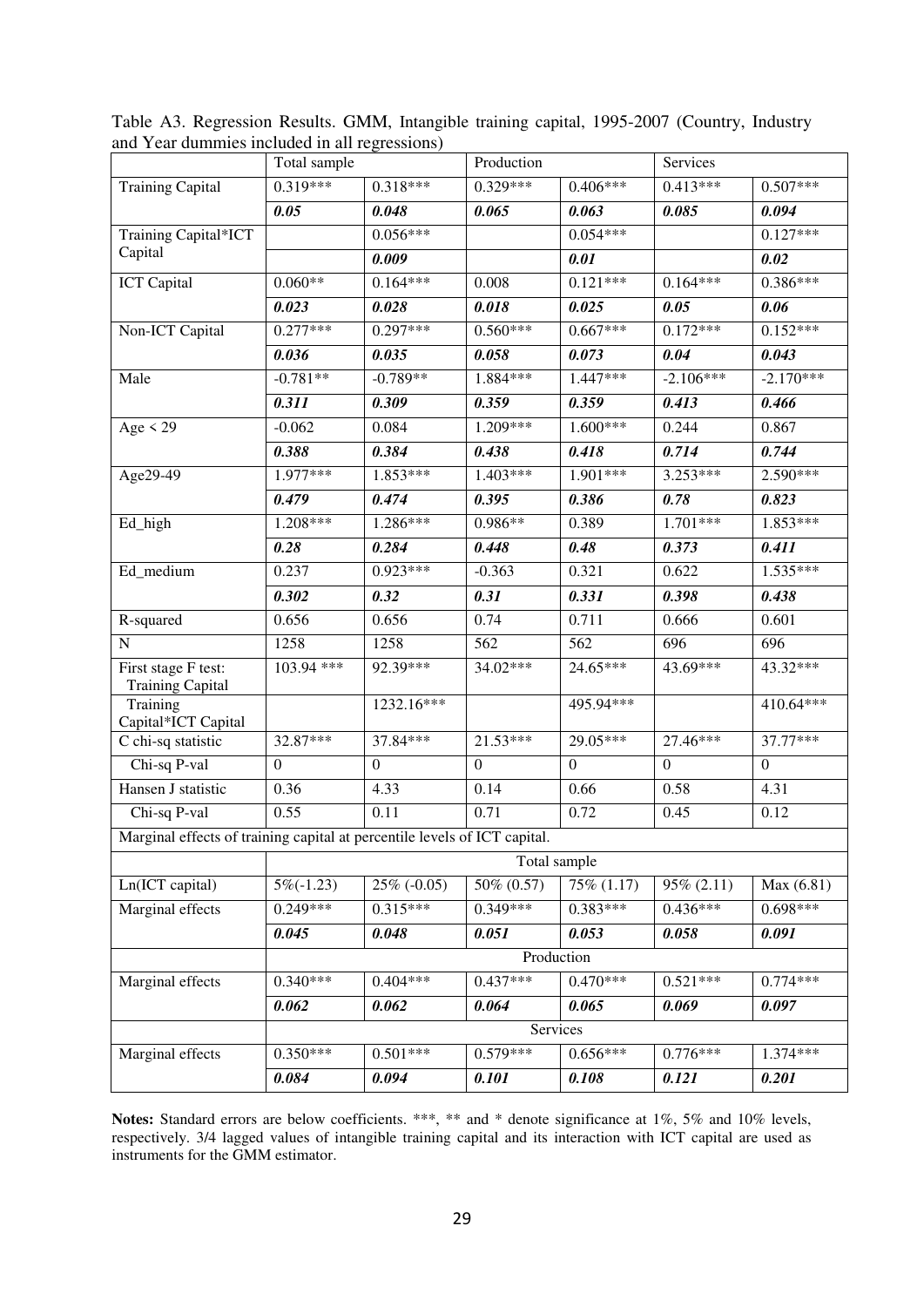Table A3. Regression Results. GMM, Intangible training capital, 1995-2007 (Country, Industry and Year dummies included in all regressions)

| | Total sample | | Production | | Services | |
|---|---|---|---|---|---|---|
| Training Capital | 0.319*** | 0.318*** | 0.329*** | 0.406*** | 0.413*** | 0.507*** |
| | ***0.05*** | ***0.048*** | ***0.065*** | ***0.063*** | ***0.085*** | ***0.094*** |
| Training Capital*ICT Capital | | 0.056*** | | 0.054*** | | 0.127*** |
| | | ***0.009*** | | ***0.01*** | | ***0.02*** |
| ICT Capital | 0.060** | 0.164*** | 0.008 | 0.121*** | 0.164*** | 0.386*** |
| | ***0.023*** | ***0.028*** | ***0.018*** | ***0.025*** | ***0.05*** | ***0.06*** |
| Non-ICT Capital | 0.277*** | 0.297*** | 0.560*** | 0.667*** | 0.172*** | 0.152*** |
| | ***0.036*** | ***0.035*** | ***0.058*** | ***0.073*** | ***0.04*** | ***0.043*** |
| Male | -0.781** | -0.789** | 1.884*** | 1.447*** | -2.106*** | -2.170*** |
| | ***0.311*** | ***0.309*** | ***0.359*** | ***0.359*** | ***0.413*** | ***0.466*** |
| Age < 29 | -0.062 | 0.084 | 1.209*** | 1.600*** | 0.244 | 0.867 |
| | ***0.388*** | ***0.384*** | ***0.438*** | ***0.418*** | ***0.714*** | ***0.744*** |
| Age29-49 | 1.977*** | 1.853*** | 1.403*** | 1.901*** | 3.253*** | 2.590*** |
| | ***0.479*** | ***0.474*** | ***0.395*** | ***0.386*** | ***0.78*** | ***0.823*** |
| Ed_high | 1.208*** | 1.286*** | 0.986** | 0.389 | 1.701*** | 1.853*** |
| | ***0.28*** | ***0.284*** | ***0.448*** | ***0.48*** | ***0.373*** | ***0.411*** |
| Ed_medium | 0.237 | 0.923*** | -0.363 | 0.321 | 0.622 | 1.535*** |
| | ***0.302*** | ***0.32*** | ***0.31*** | ***0.331*** | ***0.398*** | ***0.438*** |
| R-squared | 0.656 | 0.656 | 0.74 | 0.711 | 0.666 | 0.601 |
| N | 1258 | 1258 | 562 | 562 | 696 | 696 |
| First stage F test: Training Capital | 103.94 *** | 92.39*** | 34.02*** | 24.65*** | 43.69*** | 43.32*** |
| Training Capital*ICT Capital | | 1232.16*** | | 495.94*** | | 410.64*** |
| C chi-sq statistic | 32.87*** | 37.84*** | 21.53*** | 29.05*** | 27.46*** | 37.77*** |
| Chi-sq P-val | 0 | 0 | 0 | 0 | 0 | 0 |
| Hansen J statistic | 0.36 | 4.33 | 0.14 | 0.66 | 0.58 | 4.31 |
| Chi-sq P-val | 0.55 | 0.11 | 0.71 | 0.72 | 0.45 | 0.12 |
| Marginal effects of training capital at percentile levels of ICT capital. | | | | | | |
| | Total sample | | | | | |
| Ln(ICT capital) | 5%(-1.23) | 25% (-0.05) | 50% (0.57) | 75% (1.17) | 95% (2.11) | Max (6.81) |
| Marginal effects | 0.249*** | 0.315*** | 0.349*** | 0.383*** | 0.436*** | 0.698*** |
| | ***0.045*** | ***0.048*** | ***0.051*** | ***0.053*** | ***0.058*** | ***0.091*** |
| | Production | | | | | |
| Marginal effects | 0.340*** | 0.404*** | 0.437*** | 0.470*** | 0.521*** | 0.774*** |
| | ***0.062*** | ***0.062*** | ***0.064*** | ***0.065*** | ***0.069*** | ***0.097*** |
| | Services | | | | | |
| Marginal effects | 0.350*** | 0.501*** | 0.579*** | 0.656*** | 0.776*** | 1.374*** |
| | ***0.084*** | ***0.094*** | ***0.101*** | ***0.108*** | ***0.121*** | ***0.201*** |

**Notes:** Standard errors are below coefficients. ***, ** and * denote significance at 1%, 5% and 10% levels, respectively. 3/4 lagged values of intangible training capital and its interaction with ICT capital are used as instruments for the GMM estimator.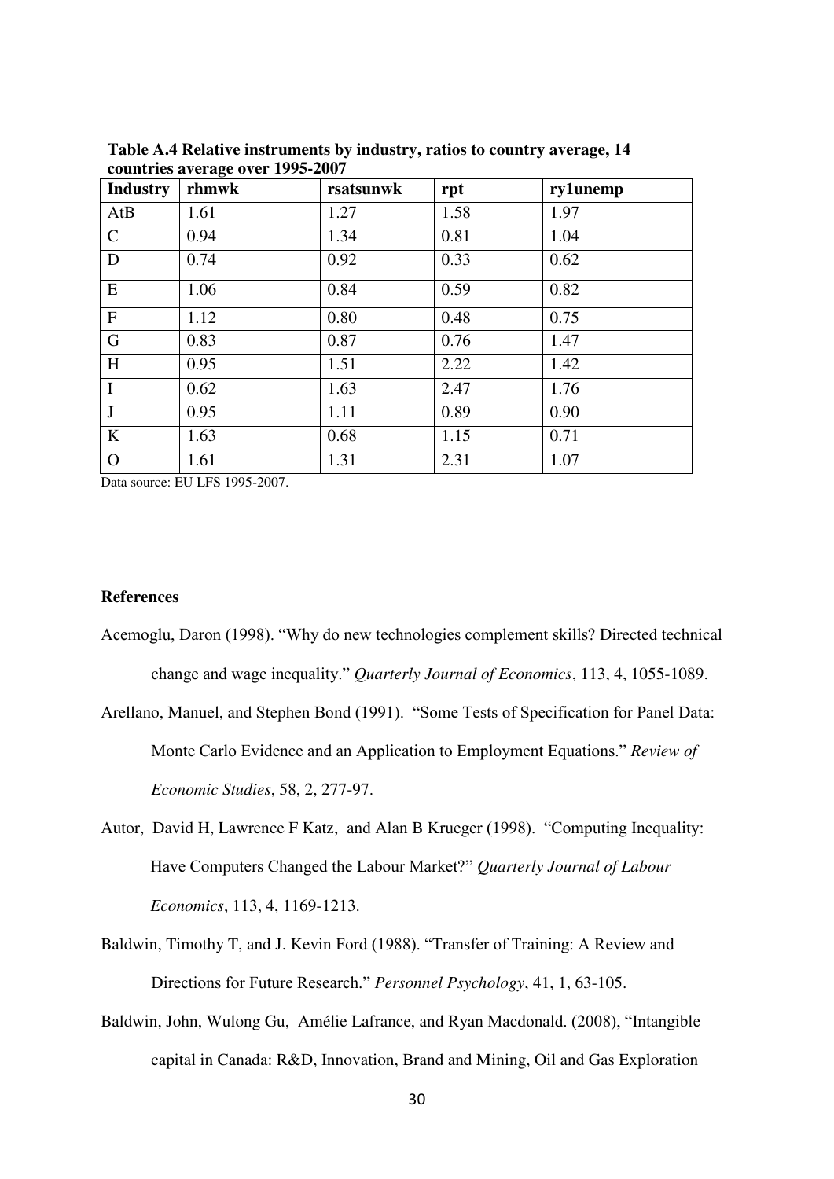**Table A.4 Relative instruments by industry, ratios to country average, 14 countries average over 1995-2007**

| Industry | rhmwk | rsatsunwk | rpt | ry1unemp |
|---|---|---|---|---|
| AtB | 1.61 | 1.27 | 1.58 | 1.97 |
| C | 0.94 | 1.34 | 0.81 | 1.04 |
| D | 0.74 | 0.92 | 0.33 | 0.62 |
| E | 1.06 | 0.84 | 0.59 | 0.82 |
| F | 1.12 | 0.80 | 0.48 | 0.75 |
| G | 0.83 | 0.87 | 0.76 | 1.47 |
| H | 0.95 | 1.51 | 2.22 | 1.42 |
| I | 0.62 | 1.63 | 2.47 | 1.76 |
| J | 0.95 | 1.11 | 0.89 | 0.90 |
| K | 1.63 | 0.68 | 1.15 | 0.71 |
| O | 1.61 | 1.31 | 2.31 | 1.07 |

Data source: EU LFS 1995-2007.

**References**

Acemoglu, Daron (1998). "Why do new technologies complement skills? Directed technical change and wage inequality." *Quarterly Journal of Economics*, 113, 4, 1055-1089.

Arellano, Manuel, and Stephen Bond (1991). "Some Tests of Specification for Panel Data: Monte Carlo Evidence and an Application to Employment Equations." *Review of Economic Studies*, 58, 2, 277-97.

Autor, David H, Lawrence F Katz, and Alan B Krueger (1998). "Computing Inequality: Have Computers Changed the Labour Market?" *Quarterly Journal of Labour Economics*, 113, 4, 1169-1213.

Baldwin, Timothy T, and J. Kevin Ford (1988). "Transfer of Training: A Review and Directions for Future Research." *Personnel Psychology*, 41, 1, 63-105.

Baldwin, John, Wulong Gu, Amélie Lafrance, and Ryan Macdonald. (2008), "Intangible capital in Canada: R&D, Innovation, Brand and Mining, Oil and Gas Exploration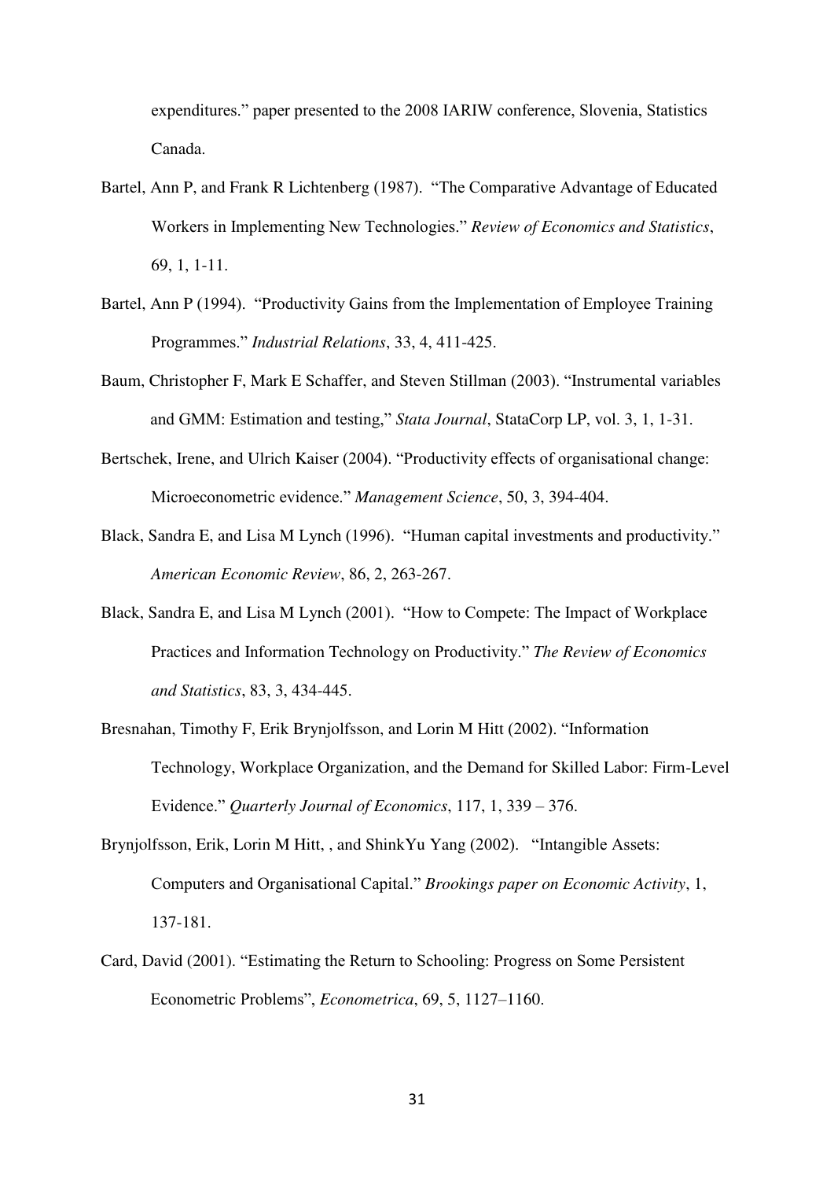expenditures." paper presented to the 2008 IARIW conference, Slovenia, Statistics Canada.

Bartel, Ann P, and Frank R Lichtenberg (1987). "The Comparative Advantage of Educated Workers in Implementing New Technologies." *Review of Economics and Statistics*, 69, 1, 1-11.

Bartel, Ann P (1994). "Productivity Gains from the Implementation of Employee Training Programmes." *Industrial Relations*, 33, 4, 411-425.

Baum, Christopher F, Mark E Schaffer, and Steven Stillman (2003). "Instrumental variables and GMM: Estimation and testing," *Stata Journal*, StataCorp LP, vol. 3, 1, 1-31.

Bertschek, Irene, and Ulrich Kaiser (2004). "Productivity effects of organisational change: Microeconometric evidence." *Management Science*, 50, 3, 394-404.

Black, Sandra E, and Lisa M Lynch (1996). "Human capital investments and productivity." *American Economic Review*, 86, 2, 263-267.

Black, Sandra E, and Lisa M Lynch (2001). "How to Compete: The Impact of Workplace Practices and Information Technology on Productivity." *The Review of Economics and Statistics*, 83, 3, 434-445.

Bresnahan, Timothy F, Erik Brynjolfsson, and Lorin M Hitt (2002). "Information Technology, Workplace Organization, and the Demand for Skilled Labor: Firm-Level Evidence." *Quarterly Journal of Economics*, 117, 1, 339 – 376.

Brynjolfsson, Erik, Lorin M Hitt, , and ShinkYu Yang (2002). "Intangible Assets: Computers and Organisational Capital." *Brookings paper on Economic Activity*, 1, 137-181.

Card, David (2001). "Estimating the Return to Schooling: Progress on Some Persistent Econometric Problems", *Econometrica*, 69, 5, 1127–1160.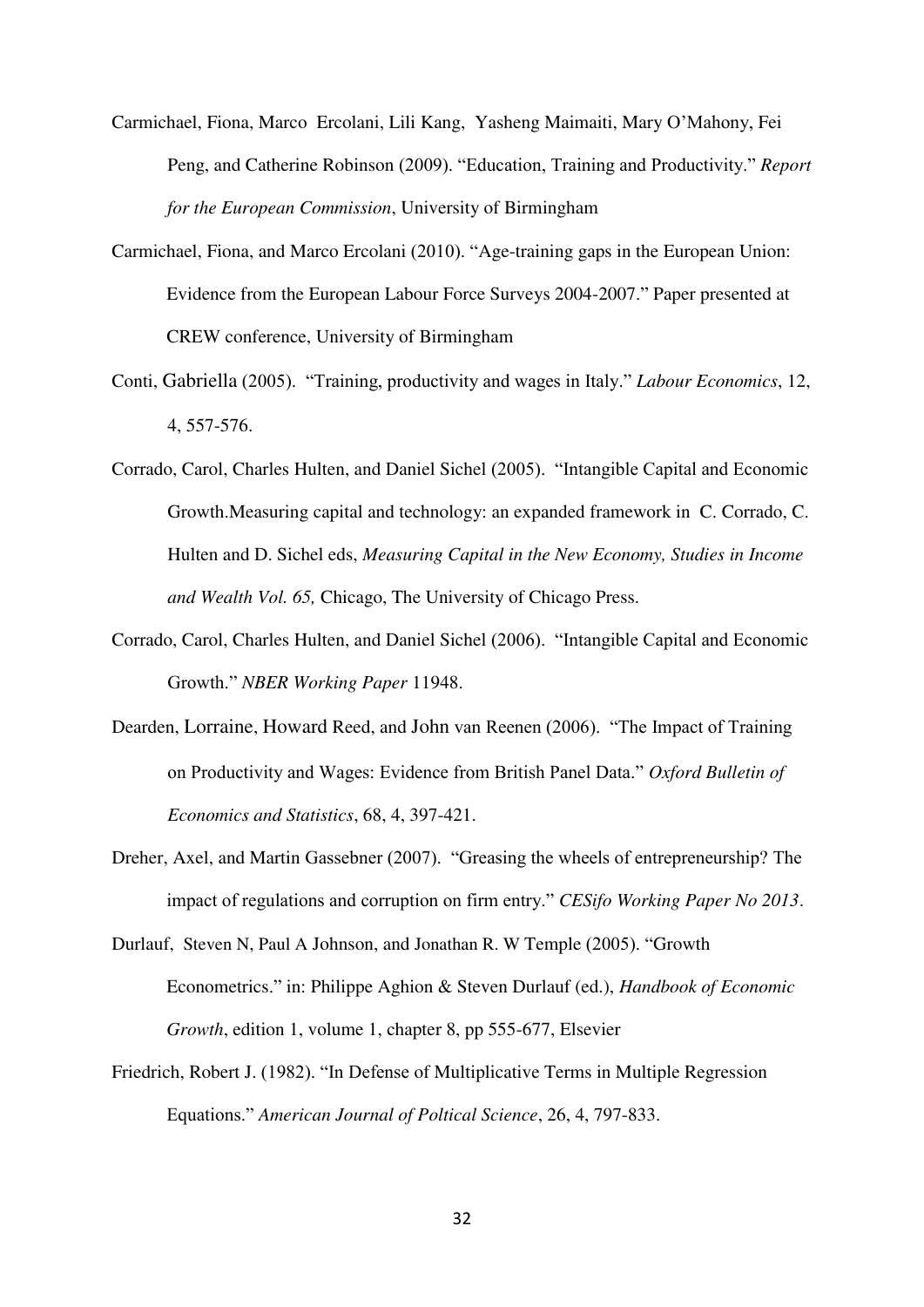Carmichael, Fiona, Marco Ercolani, Lili Kang, Yasheng Maimaiti, Mary O'Mahony, Fei Peng, and Catherine Robinson (2009). "Education, Training and Productivity." *Report for the European Commission*, University of Birmingham

Carmichael, Fiona, and Marco Ercolani (2010). "Age-training gaps in the European Union: Evidence from the European Labour Force Surveys 2004-2007." Paper presented at CREW conference, University of Birmingham

Conti, Gabriella (2005). "Training, productivity and wages in Italy." *Labour Economics*, 12, 4, 557-576.

Corrado, Carol, Charles Hulten, and Daniel Sichel (2005). "Intangible Capital and Economic Growth.Measuring capital and technology: an expanded framework in C. Corrado, C. Hulten and D. Sichel eds, *Measuring Capital in the New Economy, Studies in Income and Wealth Vol. 65,* Chicago, The University of Chicago Press.

Corrado, Carol, Charles Hulten, and Daniel Sichel (2006). "Intangible Capital and Economic Growth." *NBER Working Paper* 11948.

Dearden, Lorraine, Howard Reed, and John van Reenen (2006). "The Impact of Training on Productivity and Wages: Evidence from British Panel Data." *Oxford Bulletin of Economics and Statistics*, 68, 4, 397-421.

Dreher, Axel, and Martin Gassebner (2007). "Greasing the wheels of entrepreneurship? The impact of regulations and corruption on firm entry." *CESifo Working Paper No 2013*.

Durlauf, Steven N, Paul A Johnson, and Jonathan R. W Temple (2005). "Growth Econometrics." in: Philippe Aghion & Steven Durlauf (ed.), *Handbook of Economic Growth*, edition 1, volume 1, chapter 8, pp 555-677, Elsevier

Friedrich, Robert J. (1982). "In Defense of Multiplicative Terms in Multiple Regression Equations." *American Journal of Poltical Science*, 26, 4, 797-833.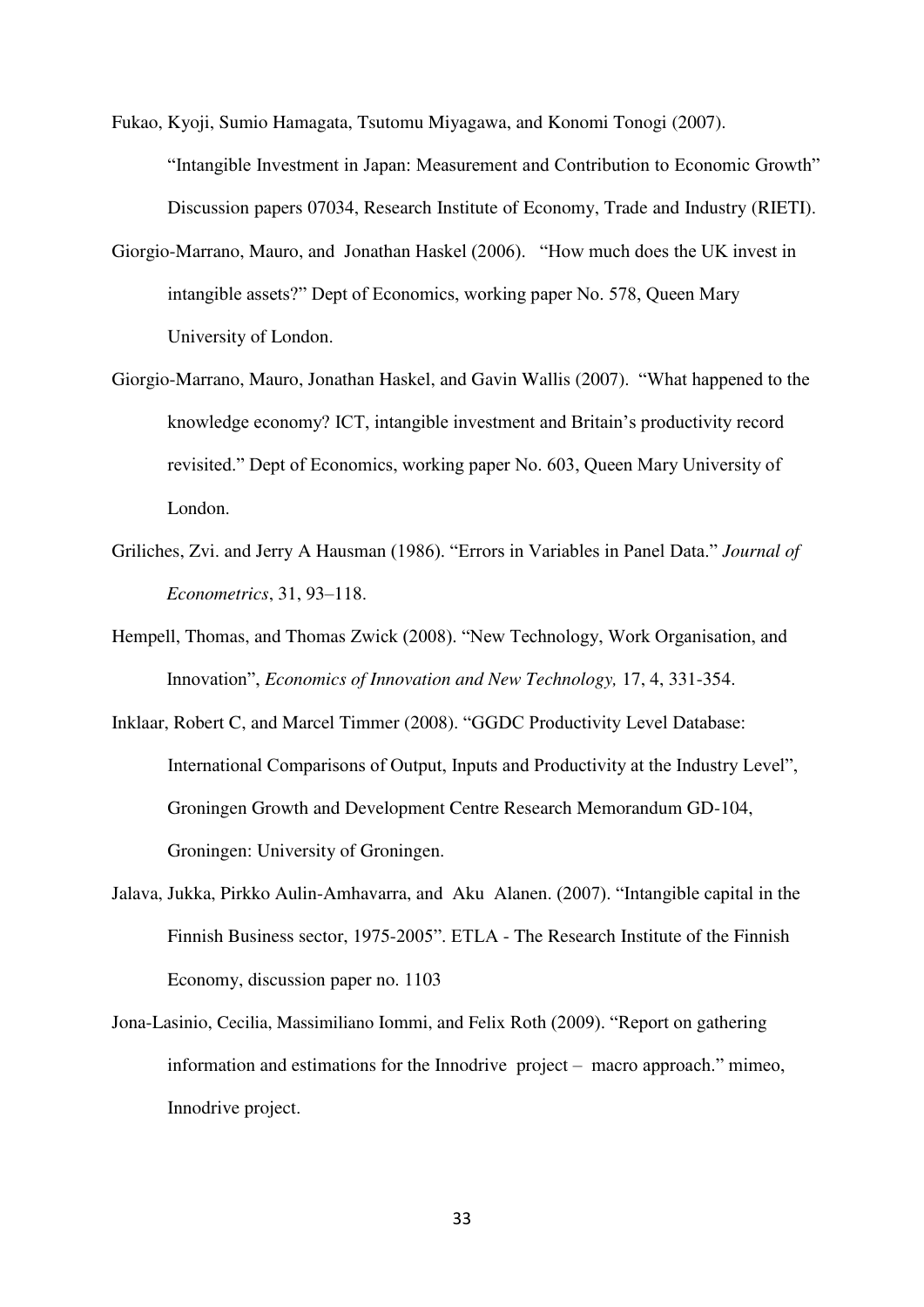Fukao, Kyoji, Sumio Hamagata, Tsutomu Miyagawa, and Konomi Tonogi (2007). "Intangible Investment in Japan: Measurement and Contribution to Economic Growth" Discussion papers 07034, Research Institute of Economy, Trade and Industry (RIETI).

Giorgio-Marrano, Mauro, and Jonathan Haskel (2006). "How much does the UK invest in intangible assets?" Dept of Economics, working paper No. 578, Queen Mary University of London.

Giorgio-Marrano, Mauro, Jonathan Haskel, and Gavin Wallis (2007). "What happened to the knowledge economy? ICT, intangible investment and Britain's productivity record revisited." Dept of Economics, working paper No. 603, Queen Mary University of London.

Griliches, Zvi. and Jerry A Hausman (1986). "Errors in Variables in Panel Data." *Journal of Econometrics*, 31, 93–118.

Hempell, Thomas, and Thomas Zwick (2008). "New Technology, Work Organisation, and Innovation", *Economics of Innovation and New Technology,* 17, 4, 331-354.

Inklaar, Robert C, and Marcel Timmer (2008). "GGDC Productivity Level Database: International Comparisons of Output, Inputs and Productivity at the Industry Level", Groningen Growth and Development Centre Research Memorandum GD-104, Groningen: University of Groningen.

Jalava, Jukka, Pirkko Aulin-Amhavarra, and Aku Alanen. (2007). "Intangible capital in the Finnish Business sector, 1975-2005". ETLA - The Research Institute of the Finnish Economy, discussion paper no. 1103

Jona-Lasinio, Cecilia, Massimiliano Iommi, and Felix Roth (2009). "Report on gathering information and estimations for the Innodrive project – macro approach." mimeo, Innodrive project.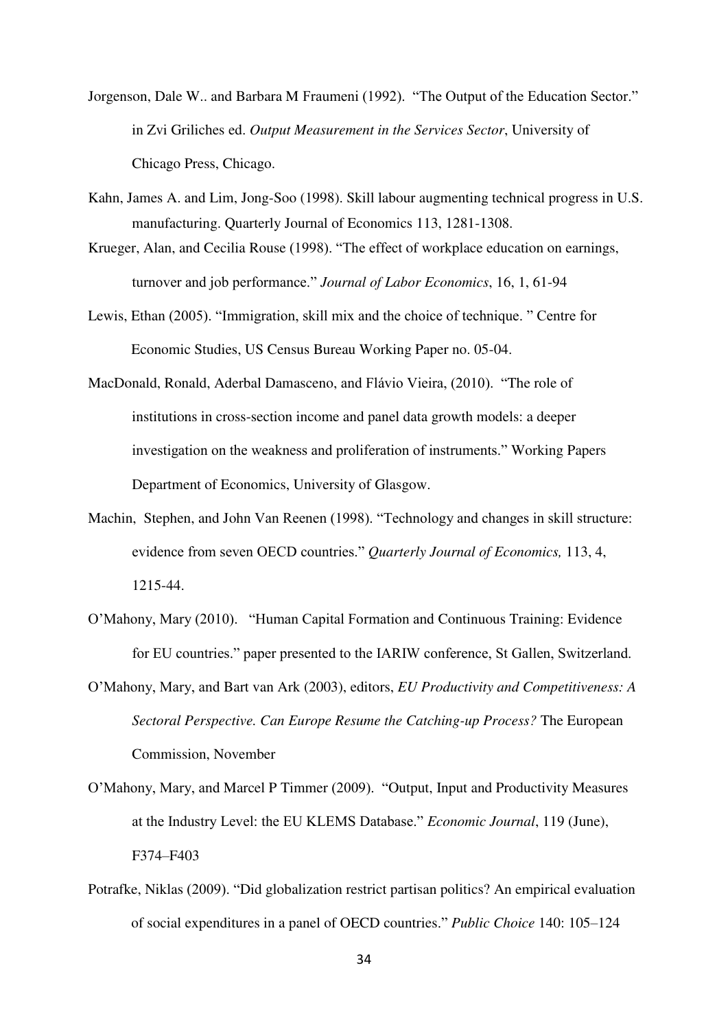Jorgenson, Dale W.. and Barbara M Fraumeni (1992). "The Output of the Education Sector." in Zvi Griliches ed. *Output Measurement in the Services Sector*, University of Chicago Press, Chicago.

Kahn, James A. and Lim, Jong-Soo (1998). Skill labour augmenting technical progress in U.S. manufacturing. Quarterly Journal of Economics 113, 1281-1308.

Krueger, Alan, and Cecilia Rouse (1998). "The effect of workplace education on earnings, turnover and job performance." *Journal of Labor Economics*, 16, 1, 61-94

Lewis, Ethan (2005). "Immigration, skill mix and the choice of technique. " Centre for Economic Studies, US Census Bureau Working Paper no. 05-04.

MacDonald, Ronald, Aderbal Damasceno, and Flávio Vieira, (2010). "The role of institutions in cross-section income and panel data growth models: a deeper investigation on the weakness and proliferation of instruments." Working Papers Department of Economics, University of Glasgow.

Machin, Stephen, and John Van Reenen (1998). "Technology and changes in skill structure: evidence from seven OECD countries." *Quarterly Journal of Economics,* 113, 4, 1215-44.

O'Mahony, Mary (2010). "Human Capital Formation and Continuous Training: Evidence for EU countries." paper presented to the IARIW conference, St Gallen, Switzerland.

O'Mahony, Mary, and Bart van Ark (2003), editors, *EU Productivity and Competitiveness: A Sectoral Perspective. Can Europe Resume the Catching-up Process?* The European Commission, November

O'Mahony, Mary, and Marcel P Timmer (2009). "Output, Input and Productivity Measures at the Industry Level: the EU KLEMS Database." *Economic Journal*, 119 (June), F374–F403

Potrafke, Niklas (2009). "Did globalization restrict partisan politics? An empirical evaluation of social expenditures in a panel of OECD countries." *Public Choice* 140: 105–124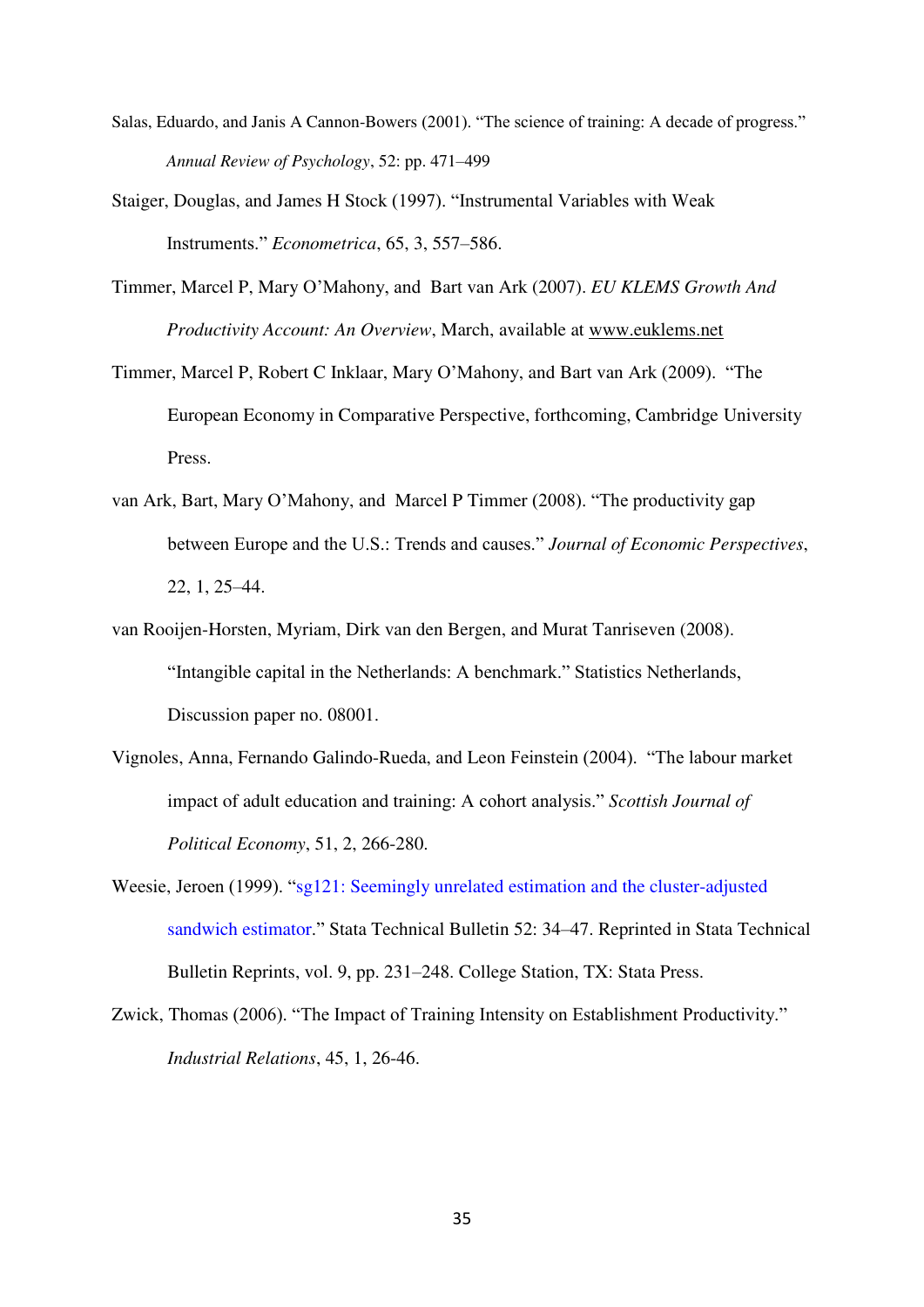Salas, Eduardo, and Janis A Cannon-Bowers (2001). "The science of training: A decade of progress." *Annual Review of Psychology*, 52: pp. 471–499

Staiger, Douglas, and James H Stock (1997). "Instrumental Variables with Weak Instruments." *Econometrica*, 65, 3, 557–586.

Timmer, Marcel P, Mary O'Mahony, and Bart van Ark (2007). *EU KLEMS Growth And Productivity Account: An Overview*, March, available at www.euklems.net

Timmer, Marcel P, Robert C Inklaar, Mary O'Mahony, and Bart van Ark (2009). "The European Economy in Comparative Perspective, forthcoming, Cambridge University Press.

van Ark, Bart, Mary O'Mahony, and Marcel P Timmer (2008). "The productivity gap between Europe and the U.S.: Trends and causes." *Journal of Economic Perspectives*, 22, 1, 25–44.

van Rooijen-Horsten, Myriam, Dirk van den Bergen, and Murat Tanriseven (2008). "Intangible capital in the Netherlands: A benchmark." Statistics Netherlands, Discussion paper no. 08001.

Vignoles, Anna, Fernando Galindo-Rueda, and Leon Feinstein (2004). "The labour market impact of adult education and training: A cohort analysis." *Scottish Journal of Political Economy*, 51, 2, 266-280.

Weesie, Jeroen (1999). "sg121: Seemingly unrelated estimation and the cluster-adjusted sandwich estimator." Stata Technical Bulletin 52: 34–47. Reprinted in Stata Technical Bulletin Reprints, vol. 9, pp. 231–248. College Station, TX: Stata Press.

Zwick, Thomas (2006). "The Impact of Training Intensity on Establishment Productivity." *Industrial Relations*, 45, 1, 26-46.